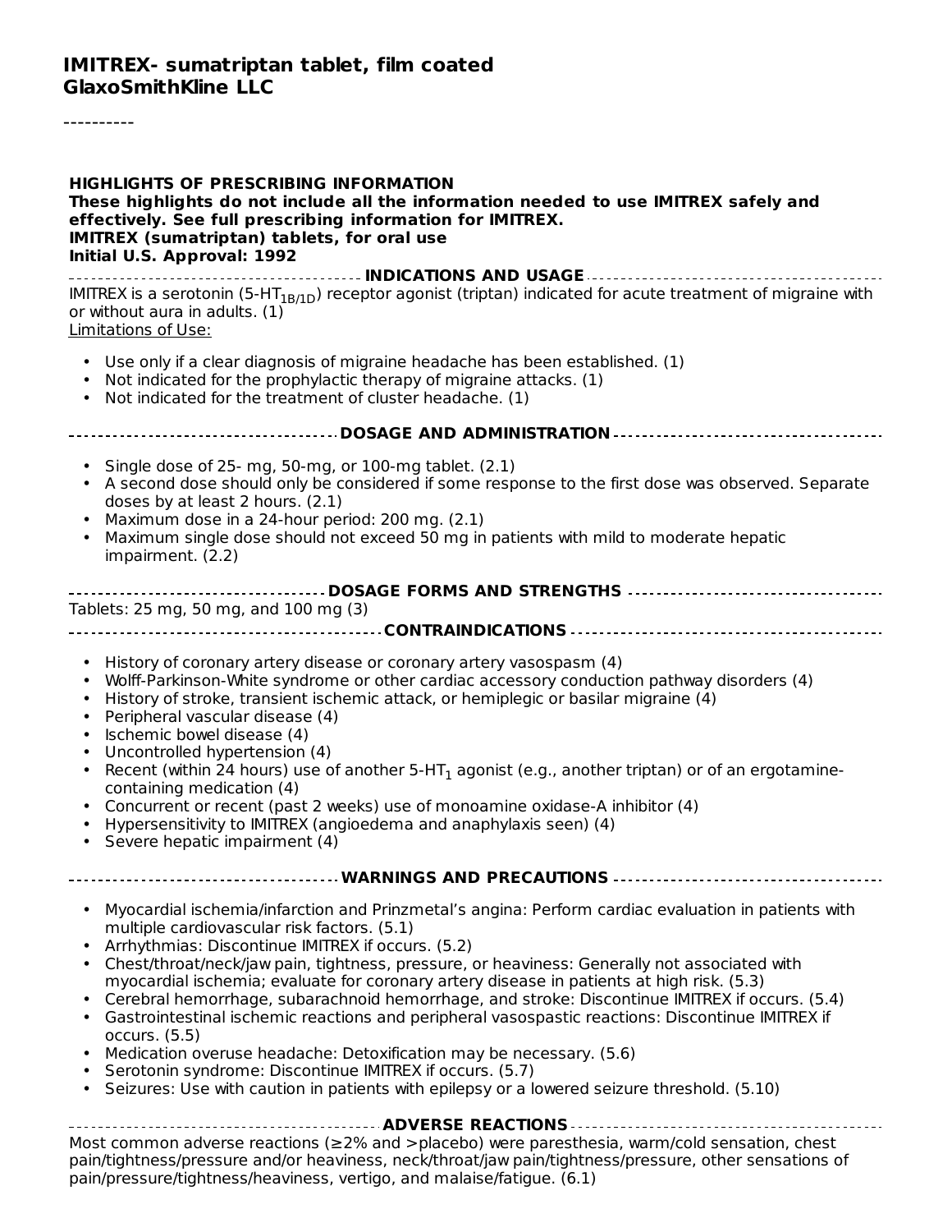# IMITREX- sumatriptan tablet, film coated
## GlaxoSmithKline LLC

----------

**HIGHLIGHTS OF PRESCRIBING INFORMATION**
**These highlights do not include all the information needed to use IMITREX safely and effectively. See full prescribing information for IMITREX.**
**IMITREX (sumatriptan) tablets, for oral use**
**Initial U.S. Approval: 1992**

### INDICATIONS AND USAGE

IMITREX is a serotonin ($5\text{-}HT_{1B/1D}$) receptor agonist (triptan) indicated for acute treatment of migraine with or without aura in adults. (1)

Limitations of Use:

- Use only if a clear diagnosis of migraine headache has been established. (1)
- Not indicated for the prophylactic therapy of migraine attacks. (1)
- Not indicated for the treatment of cluster headache. (1)

### DOSAGE AND ADMINISTRATION

- Single dose of 25- mg, 50-mg, or 100-mg tablet. (2.1)
- A second dose should only be considered if some response to the first dose was observed. Separate doses by at least 2 hours. (2.1)
- Maximum dose in a 24-hour period: 200 mg. (2.1)
- Maximum single dose should not exceed 50 mg in patients with mild to moderate hepatic impairment. (2.2)

### DOSAGE FORMS AND STRENGTHS

Tablets: 25 mg, 50 mg, and 100 mg (3)

### CONTRAINDICATIONS

- History of coronary artery disease or coronary artery vasospasm (4)
- Wolff-Parkinson-White syndrome or other cardiac accessory conduction pathway disorders (4)
- History of stroke, transient ischemic attack, or hemiplegic or basilar migraine (4)
- Peripheral vascular disease (4)
- Ischemic bowel disease (4)
- Uncontrolled hypertension (4)
- Recent (within 24 hours) use of another $5\text{-}HT_1$ agonist (e.g., another triptan) or of an ergotamine-containing medication (4)
- Concurrent or recent (past 2 weeks) use of monoamine oxidase-A inhibitor (4)
- Hypersensitivity to IMITREX (angioedema and anaphylaxis seen) (4)
- Severe hepatic impairment (4)

### WARNINGS AND PRECAUTIONS

- Myocardial ischemia/infarction and Prinzmetal's angina: Perform cardiac evaluation in patients with multiple cardiovascular risk factors. (5.1)
- Arrhythmias: Discontinue IMITREX if occurs. (5.2)
- Chest/throat/neck/jaw pain, tightness, pressure, or heaviness: Generally not associated with myocardial ischemia; evaluate for coronary artery disease in patients at high risk. (5.3)
- Cerebral hemorrhage, subarachnoid hemorrhage, and stroke: Discontinue IMITREX if occurs. (5.4)
- Gastrointestinal ischemic reactions and peripheral vasospastic reactions: Discontinue IMITREX if occurs. (5.5)
- Medication overuse headache: Detoxification may be necessary. (5.6)
- Serotonin syndrome: Discontinue IMITREX if occurs. (5.7)
- Seizures: Use with caution in patients with epilepsy or a lowered seizure threshold. (5.10)

### ADVERSE REACTIONS

Most common adverse reactions (≥2% and >placebo) were paresthesia, warm/cold sensation, chest pain/tightness/pressure and/or heaviness, neck/throat/jaw pain/tightness/pressure, other sensations of pain/pressure/tightness/heaviness, vertigo, and malaise/fatigue. (6.1)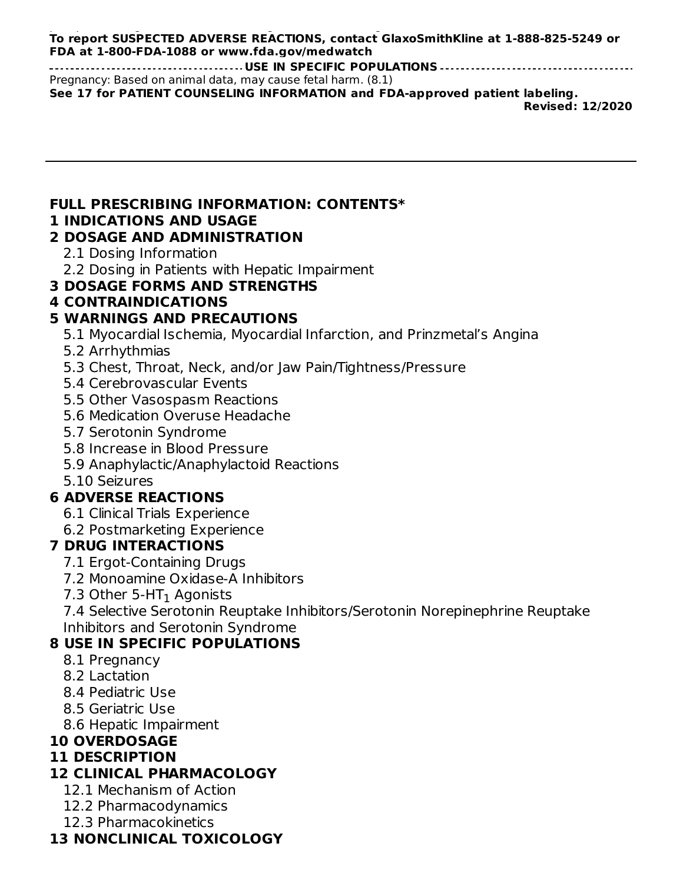**To report SUSPECTED ADVERSE REACTIONS, contact GlaxoSmithKline at 1-888-825-5249 or FDA at 1-800-FDA-1088 or www.fda.gov/medwatch**

**USE IN SPECIFIC POPULATIONS**

Pregnancy: Based on animal data, may cause fetal harm. (8.1)

**See 17 for PATIENT COUNSELING INFORMATION and FDA-approved patient labeling.**

**Revised: 12/2020**

---

**FULL PRESCRIBING INFORMATION: CONTENTS***

**1 INDICATIONS AND USAGE**

**2 DOSAGE AND ADMINISTRATION**

- 2.1 Dosing Information
- 2.2 Dosing in Patients with Hepatic Impairment

**3 DOSAGE FORMS AND STRENGTHS**

**4 CONTRAINDICATIONS**

**5 WARNINGS AND PRECAUTIONS**

- 5.1 Myocardial Ischemia, Myocardial Infarction, and Prinzmetal's Angina
- 5.2 Arrhythmias
- 5.3 Chest, Throat, Neck, and/or Jaw Pain/Tightness/Pressure
- 5.4 Cerebrovascular Events
- 5.5 Other Vasospasm Reactions
- 5.6 Medication Overuse Headache
- 5.7 Serotonin Syndrome
- 5.8 Increase in Blood Pressure
- 5.9 Anaphylactic/Anaphylactoid Reactions
- 5.10 Seizures

**6 ADVERSE REACTIONS**

- 6.1 Clinical Trials Experience
- 6.2 Postmarketing Experience

**7 DRUG INTERACTIONS**

- 7.1 Ergot-Containing Drugs
- 7.2 Monoamine Oxidase-A Inhibitors
- 7.3 Other 5-$HT_1$ Agonists
- 7.4 Selective Serotonin Reuptake Inhibitors/Serotonin Norepinephrine Reuptake Inhibitors and Serotonin Syndrome

**8 USE IN SPECIFIC POPULATIONS**

- 8.1 Pregnancy
- 8.2 Lactation
- 8.4 Pediatric Use
- 8.5 Geriatric Use
- 8.6 Hepatic Impairment

**10 OVERDOSAGE**

**11 DESCRIPTION**

**12 CLINICAL PHARMACOLOGY**

- 12.1 Mechanism of Action
- 12.2 Pharmacodynamics
- 12.3 Pharmacokinetics

**13 NONCLINICAL TOXICOLOGY**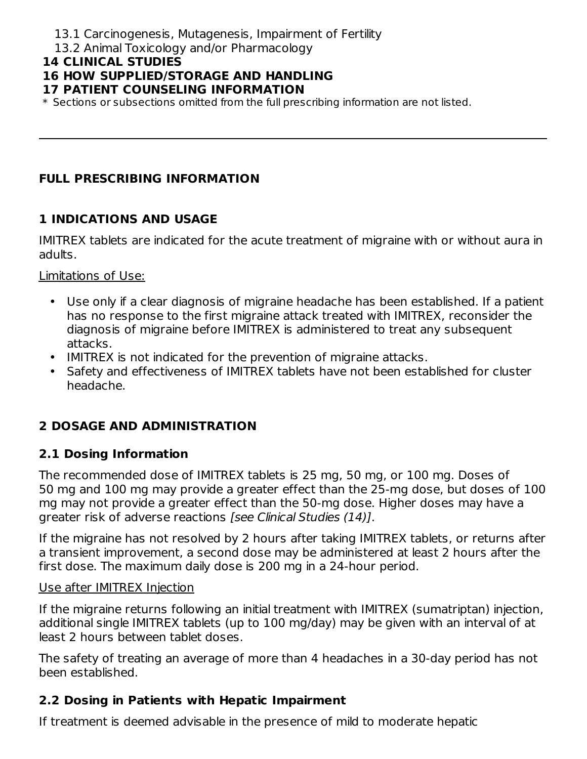13.1 Carcinogenesis, Mutagenesis, Impairment of Fertility
13.2 Animal Toxicology and/or Pharmacology

**14 CLINICAL STUDIES**

**16 HOW SUPPLIED/STORAGE AND HANDLING**

**17 PATIENT COUNSELING INFORMATION**

* Sections or subsections omitted from the full prescribing information are not listed.

---

## FULL PRESCRIBING INFORMATION

## 1 INDICATIONS AND USAGE

IMITREX tablets are indicated for the acute treatment of migraine with or without aura in adults.

Limitations of Use:

- Use only if a clear diagnosis of migraine headache has been established. If a patient has no response to the first migraine attack treated with IMITREX, reconsider the diagnosis of migraine before IMITREX is administered to treat any subsequent attacks.
- IMITREX is not indicated for the prevention of migraine attacks.
- Safety and effectiveness of IMITREX tablets have not been established for cluster headache.

## 2 DOSAGE AND ADMINISTRATION

### 2.1 Dosing Information

The recommended dose of IMITREX tablets is 25 mg, 50 mg, or 100 mg. Doses of 50 mg and 100 mg may provide a greater effect than the 25-mg dose, but doses of 100 mg may not provide a greater effect than the 50-mg dose. Higher doses may have a greater risk of adverse reactions *[see Clinical Studies (14)]*.

If the migraine has not resolved by 2 hours after taking IMITREX tablets, or returns after a transient improvement, a second dose may be administered at least 2 hours after the first dose. The maximum daily dose is 200 mg in a 24-hour period.

Use after IMITREX Injection

If the migraine returns following an initial treatment with IMITREX (sumatriptan) injection, additional single IMITREX tablets (up to 100 mg/day) may be given with an interval of at least 2 hours between tablet doses.

The safety of treating an average of more than 4 headaches in a 30-day period has not been established.

### 2.2 Dosing in Patients with Hepatic Impairment

If treatment is deemed advisable in the presence of mild to moderate hepatic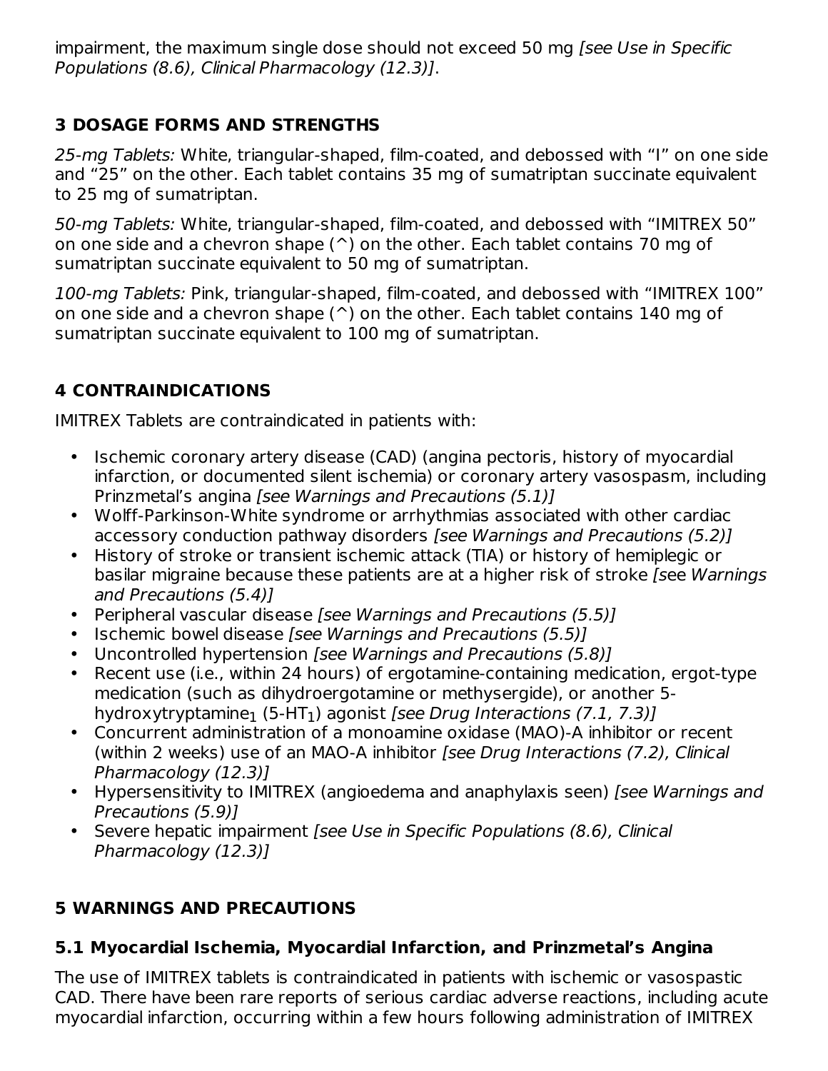impairment, the maximum single dose should not exceed 50 mg *[see Use in Specific Populations (8.6), Clinical Pharmacology (12.3)]*.

## 3 DOSAGE FORMS AND STRENGTHS

*25-mg Tablets:* White, triangular-shaped, film-coated, and debossed with "I" on one side and "25" on the other. Each tablet contains 35 mg of sumatriptan succinate equivalent to 25 mg of sumatriptan.

*50-mg Tablets:* White, triangular-shaped, film-coated, and debossed with "IMITREX 50" on one side and a chevron shape (^) on the other. Each tablet contains 70 mg of sumatriptan succinate equivalent to 50 mg of sumatriptan.

*100-mg Tablets:* Pink, triangular-shaped, film-coated, and debossed with "IMITREX 100" on one side and a chevron shape (^) on the other. Each tablet contains 140 mg of sumatriptan succinate equivalent to 100 mg of sumatriptan.

## 4 CONTRAINDICATIONS

IMITREX Tablets are contraindicated in patients with:

- Ischemic coronary artery disease (CAD) (angina pectoris, history of myocardial infarction, or documented silent ischemia) or coronary artery vasospasm, including Prinzmetal's angina *[see Warnings and Precautions (5.1)]*
- Wolff-Parkinson-White syndrome or arrhythmias associated with other cardiac accessory conduction pathway disorders *[see Warnings and Precautions (5.2)]*
- History of stroke or transient ischemic attack (TIA) or history of hemiplegic or basilar migraine because these patients are at a higher risk of stroke *[see Warnings and Precautions (5.4)]*
- Peripheral vascular disease *[see Warnings and Precautions (5.5)]*
- Ischemic bowel disease *[see Warnings and Precautions (5.5)]*
- Uncontrolled hypertension *[see Warnings and Precautions (5.8)]*
- Recent use (i.e., within 24 hours) of ergotamine-containing medication, ergot-type medication (such as dihydroergotamine or methysergide), or another 5-hydroxytryptamine$_1$ (5-HT$_1$) agonist *[see Drug Interactions (7.1, 7.3)]*
- Concurrent administration of a monoamine oxidase (MAO)-A inhibitor or recent (within 2 weeks) use of an MAO-A inhibitor *[see Drug Interactions (7.2), Clinical Pharmacology (12.3)]*
- Hypersensitivity to IMITREX (angioedema and anaphylaxis seen) *[see Warnings and Precautions (5.9)]*
- Severe hepatic impairment *[see Use in Specific Populations (8.6), Clinical Pharmacology (12.3)]*

## 5 WARNINGS AND PRECAUTIONS

### 5.1 Myocardial Ischemia, Myocardial Infarction, and Prinzmetal's Angina

The use of IMITREX tablets is contraindicated in patients with ischemic or vasospastic CAD. There have been rare reports of serious cardiac adverse reactions, including acute myocardial infarction, occurring within a few hours following administration of IMITREX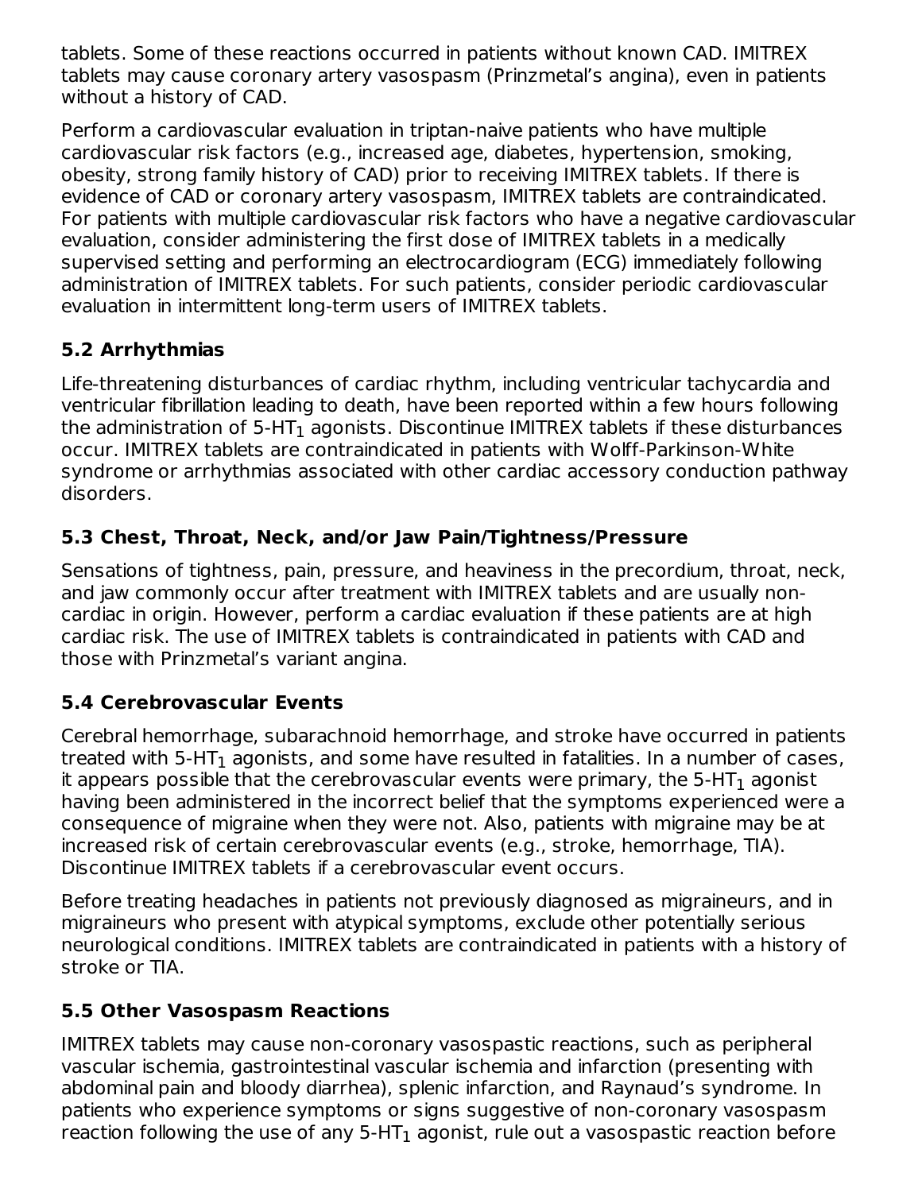tablets. Some of these reactions occurred in patients without known CAD. IMITREX tablets may cause coronary artery vasospasm (Prinzmetal's angina), even in patients without a history of CAD.

Perform a cardiovascular evaluation in triptan-naive patients who have multiple cardiovascular risk factors (e.g., increased age, diabetes, hypertension, smoking, obesity, strong family history of CAD) prior to receiving IMITREX tablets. If there is evidence of CAD or coronary artery vasospasm, IMITREX tablets are contraindicated. For patients with multiple cardiovascular risk factors who have a negative cardiovascular evaluation, consider administering the first dose of IMITREX tablets in a medically supervised setting and performing an electrocardiogram (ECG) immediately following administration of IMITREX tablets. For such patients, consider periodic cardiovascular evaluation in intermittent long-term users of IMITREX tablets.

### 5.2 Arrhythmias

Life-threatening disturbances of cardiac rhythm, including ventricular tachycardia and ventricular fibrillation leading to death, have been reported within a few hours following the administration of 5-$HT_1$ agonists. Discontinue IMITREX tablets if these disturbances occur. IMITREX tablets are contraindicated in patients with Wolff-Parkinson-White syndrome or arrhythmias associated with other cardiac accessory conduction pathway disorders.

### 5.3 Chest, Throat, Neck, and/or Jaw Pain/Tightness/Pressure

Sensations of tightness, pain, pressure, and heaviness in the precordium, throat, neck, and jaw commonly occur after treatment with IMITREX tablets and are usually non-cardiac in origin. However, perform a cardiac evaluation if these patients are at high cardiac risk. The use of IMITREX tablets is contraindicated in patients with CAD and those with Prinzmetal's variant angina.

### 5.4 Cerebrovascular Events

Cerebral hemorrhage, subarachnoid hemorrhage, and stroke have occurred in patients treated with 5-$HT_1$ agonists, and some have resulted in fatalities. In a number of cases, it appears possible that the cerebrovascular events were primary, the 5-$HT_1$ agonist having been administered in the incorrect belief that the symptoms experienced were a consequence of migraine when they were not. Also, patients with migraine may be at increased risk of certain cerebrovascular events (e.g., stroke, hemorrhage, TIA). Discontinue IMITREX tablets if a cerebrovascular event occurs.

Before treating headaches in patients not previously diagnosed as migraineurs, and in migraineurs who present with atypical symptoms, exclude other potentially serious neurological conditions. IMITREX tablets are contraindicated in patients with a history of stroke or TIA.

### 5.5 Other Vasospasm Reactions

IMITREX tablets may cause non-coronary vasospastic reactions, such as peripheral vascular ischemia, gastrointestinal vascular ischemia and infarction (presenting with abdominal pain and bloody diarrhea), splenic infarction, and Raynaud's syndrome. In patients who experience symptoms or signs suggestive of non-coronary vasospasm reaction following the use of any 5-$HT_1$ agonist, rule out a vasospastic reaction before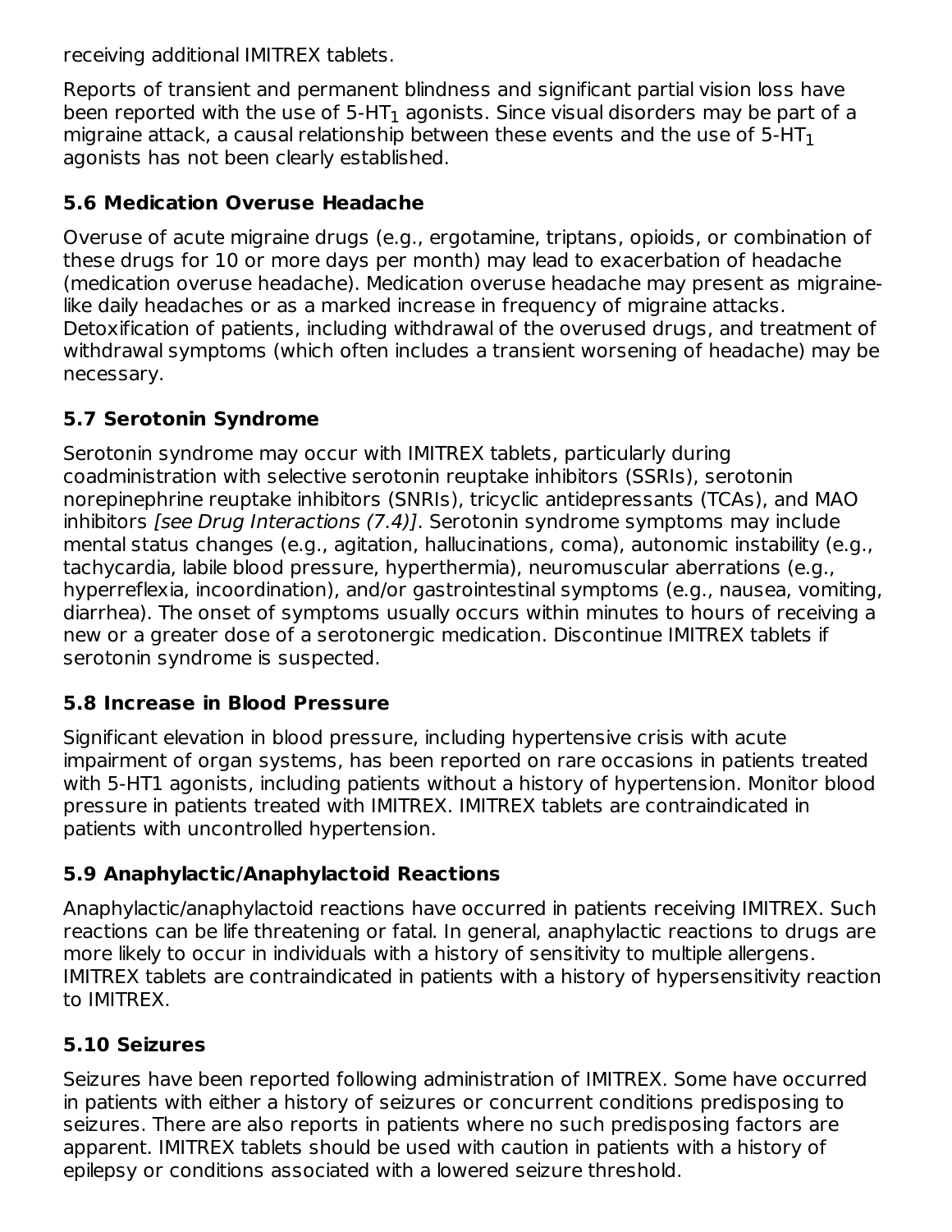receiving additional IMITREX tablets.

Reports of transient and permanent blindness and significant partial vision loss have been reported with the use of 5-$HT_1$ agonists. Since visual disorders may be part of a migraine attack, a causal relationship between these events and the use of 5-$HT_1$ agonists has not been clearly established.

### 5.6 Medication Overuse Headache

Overuse of acute migraine drugs (e.g., ergotamine, triptans, opioids, or combination of these drugs for 10 or more days per month) may lead to exacerbation of headache (medication overuse headache). Medication overuse headache may present as migraine-like daily headaches or as a marked increase in frequency of migraine attacks. Detoxification of patients, including withdrawal of the overused drugs, and treatment of withdrawal symptoms (which often includes a transient worsening of headache) may be necessary.

### 5.7 Serotonin Syndrome

Serotonin syndrome may occur with IMITREX tablets, particularly during coadministration with selective serotonin reuptake inhibitors (SSRIs), serotonin norepinephrine reuptake inhibitors (SNRIs), tricyclic antidepressants (TCAs), and MAO inhibitors *[see Drug Interactions (7.4)]*. Serotonin syndrome symptoms may include mental status changes (e.g., agitation, hallucinations, coma), autonomic instability (e.g., tachycardia, labile blood pressure, hyperthermia), neuromuscular aberrations (e.g., hyperreflexia, incoordination), and/or gastrointestinal symptoms (e.g., nausea, vomiting, diarrhea). The onset of symptoms usually occurs within minutes to hours of receiving a new or a greater dose of a serotonergic medication. Discontinue IMITREX tablets if serotonin syndrome is suspected.

### 5.8 Increase in Blood Pressure

Significant elevation in blood pressure, including hypertensive crisis with acute impairment of organ systems, has been reported on rare occasions in patients treated with 5-HT1 agonists, including patients without a history of hypertension. Monitor blood pressure in patients treated with IMITREX. IMITREX tablets are contraindicated in patients with uncontrolled hypertension.

### 5.9 Anaphylactic/Anaphylactoid Reactions

Anaphylactic/anaphylactoid reactions have occurred in patients receiving IMITREX. Such reactions can be life threatening or fatal. In general, anaphylactic reactions to drugs are more likely to occur in individuals with a history of sensitivity to multiple allergens. IMITREX tablets are contraindicated in patients with a history of hypersensitivity reaction to IMITREX.

### 5.10 Seizures

Seizures have been reported following administration of IMITREX. Some have occurred in patients with either a history of seizures or concurrent conditions predisposing to seizures. There are also reports in patients where no such predisposing factors are apparent. IMITREX tablets should be used with caution in patients with a history of epilepsy or conditions associated with a lowered seizure threshold.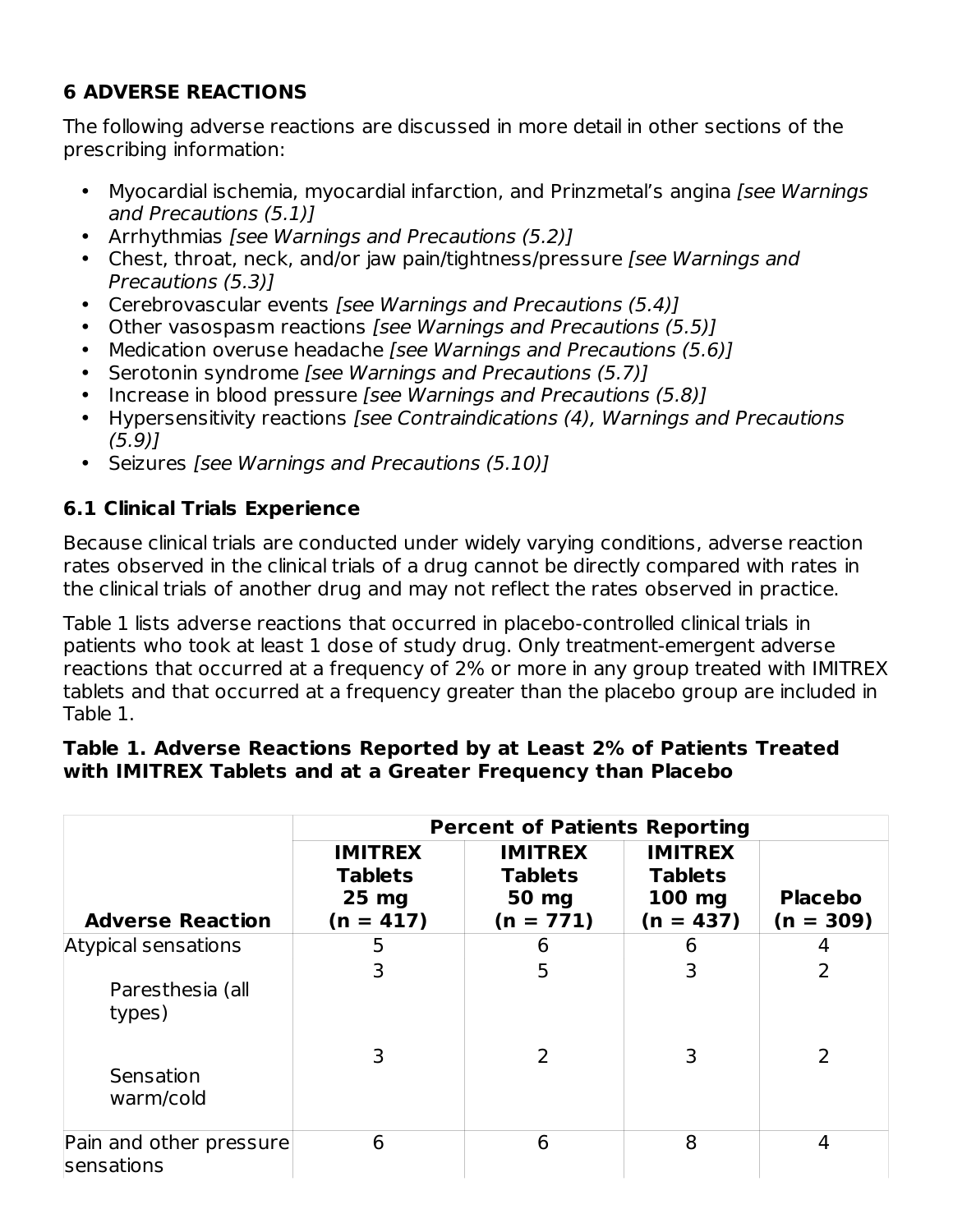## 6 ADVERSE REACTIONS

The following adverse reactions are discussed in more detail in other sections of the prescribing information:

- Myocardial ischemia, myocardial infarction, and Prinzmetal's angina *[see Warnings and Precautions (5.1)]*
- Arrhythmias *[see Warnings and Precautions (5.2)]*
- Chest, throat, neck, and/or jaw pain/tightness/pressure *[see Warnings and Precautions (5.3)]*
- Cerebrovascular events *[see Warnings and Precautions (5.4)]*
- Other vasospasm reactions *[see Warnings and Precautions (5.5)]*
- Medication overuse headache *[see Warnings and Precautions (5.6)]*
- Serotonin syndrome *[see Warnings and Precautions (5.7)]*
- Increase in blood pressure *[see Warnings and Precautions (5.8)]*
- Hypersensitivity reactions *[see Contraindications (4), Warnings and Precautions (5.9)]*
- Seizures *[see Warnings and Precautions (5.10)]*

### 6.1 Clinical Trials Experience

Because clinical trials are conducted under widely varying conditions, adverse reaction rates observed in the clinical trials of a drug cannot be directly compared with rates in the clinical trials of another drug and may not reflect the rates observed in practice.

Table 1 lists adverse reactions that occurred in placebo-controlled clinical trials in patients who took at least 1 dose of study drug. Only treatment-emergent adverse reactions that occurred at a frequency of 2% or more in any group treated with IMITREX tablets and that occurred at a frequency greater than the placebo group are included in Table 1.

**Table 1. Adverse Reactions Reported by at Least 2% of Patients Treated with IMITREX Tablets and at a Greater Frequency than Placebo**

| | **Percent of Patients Reporting** | | | |
|---|---|---|---|---|
| **Adverse Reaction** | **IMITREX Tablets 25 mg (n = 417)** | **IMITREX Tablets 50 mg (n = 771)** | **IMITREX Tablets 100 mg (n = 437)** | **Placebo (n = 309)** |
| Atypical sensations | 5 | 6 | 6 | 4 |
| Paresthesia (all types) | 3 | 5 | 3 | 2 |
| Sensation warm/cold | 3 | 2 | 3 | 2 |
| Pain and other pressure sensations | 6 | 6 | 8 | 4 |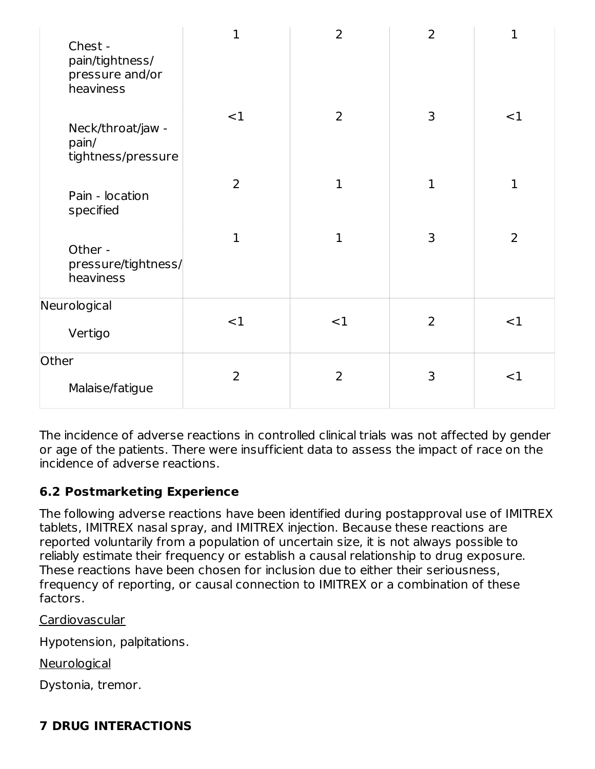| | | | | |
|---|---|---|---|---|
| Chest - pain/tightness/ pressure and/or heaviness | 1 | 2 | 2 | 1 |
| Neck/throat/jaw - pain/ tightness/pressure | <1 | 2 | 3 | <1 |
| Pain - location specified | 2 | 1 | 1 | 1 |
| Other - pressure/tightness/ heaviness | 1 | 1 | 3 | 2 |
| Neurological | | | | |
| Vertigo | <1 | <1 | 2 | <1 |
| Other | | | | |
| Malaise/fatigue | 2 | 2 | 3 | <1 |

The incidence of adverse reactions in controlled clinical trials was not affected by gender or age of the patients. There were insufficient data to assess the impact of race on the incidence of adverse reactions.

### 6.2 Postmarketing Experience

The following adverse reactions have been identified during postapproval use of IMITREX tablets, IMITREX nasal spray, and IMITREX injection. Because these reactions are reported voluntarily from a population of uncertain size, it is not always possible to reliably estimate their frequency or establish a causal relationship to drug exposure. These reactions have been chosen for inclusion due to either their seriousness, frequency of reporting, or causal connection to IMITREX or a combination of these factors.

Cardiovascular

Hypotension, palpitations.

Neurological

Dystonia, tremor.

## 7 DRUG INTERACTIONS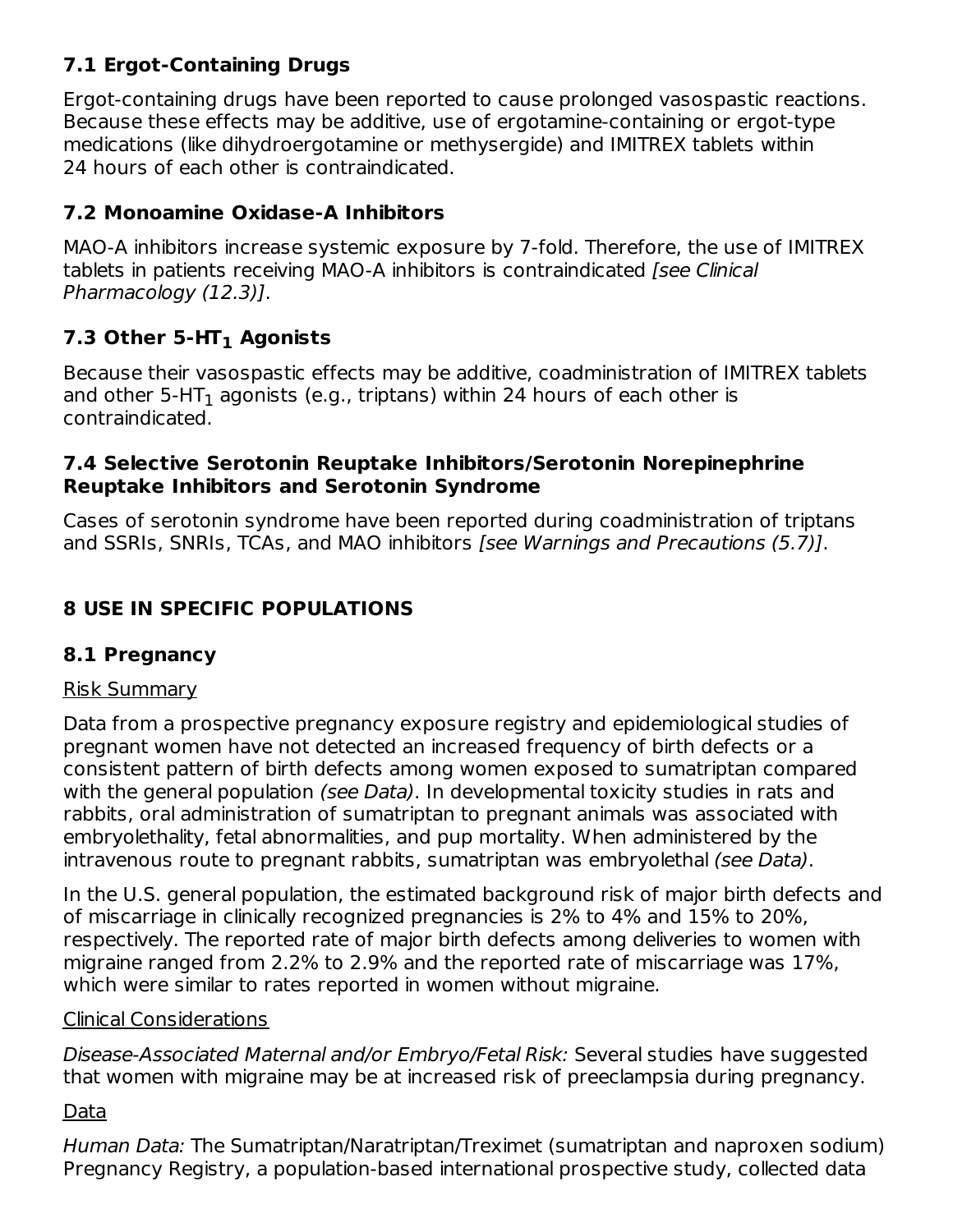### 7.1 Ergot-Containing Drugs

Ergot-containing drugs have been reported to cause prolonged vasospastic reactions. Because these effects may be additive, use of ergotamine-containing or ergot-type medications (like dihydroergotamine or methysergide) and IMITREX tablets within 24 hours of each other is contraindicated.

### 7.2 Monoamine Oxidase-A Inhibitors

MAO-A inhibitors increase systemic exposure by 7-fold. Therefore, the use of IMITREX tablets in patients receiving MAO-A inhibitors is contraindicated *[see Clinical Pharmacology (12.3)]*.

### 7.3 Other 5-$HT_1$ Agonists

Because their vasospastic effects may be additive, coadministration of IMITREX tablets and other 5-$HT_1$ agonists (e.g., triptans) within 24 hours of each other is contraindicated.

### 7.4 Selective Serotonin Reuptake Inhibitors/Serotonin Norepinephrine Reuptake Inhibitors and Serotonin Syndrome

Cases of serotonin syndrome have been reported during coadministration of triptans and SSRIs, SNRIs, TCAs, and MAO inhibitors *[see Warnings and Precautions (5.7)]*.

## 8 USE IN SPECIFIC POPULATIONS

### 8.1 Pregnancy

Risk Summary

Data from a prospective pregnancy exposure registry and epidemiological studies of pregnant women have not detected an increased frequency of birth defects or a consistent pattern of birth defects among women exposed to sumatriptan compared with the general population *(see Data)*. In developmental toxicity studies in rats and rabbits, oral administration of sumatriptan to pregnant animals was associated with embryolethality, fetal abnormalities, and pup mortality. When administered by the intravenous route to pregnant rabbits, sumatriptan was embryolethal *(see Data)*.

In the U.S. general population, the estimated background risk of major birth defects and of miscarriage in clinically recognized pregnancies is 2% to 4% and 15% to 20%, respectively. The reported rate of major birth defects among deliveries to women with migraine ranged from 2.2% to 2.9% and the reported rate of miscarriage was 17%, which were similar to rates reported in women without migraine.

Clinical Considerations

*Disease-Associated Maternal and/or Embryo/Fetal Risk:* Several studies have suggested that women with migraine may be at increased risk of preeclampsia during pregnancy.

Data

*Human Data:* The Sumatriptan/Naratriptan/Treximet (sumatriptan and naproxen sodium) Pregnancy Registry, a population-based international prospective study, collected data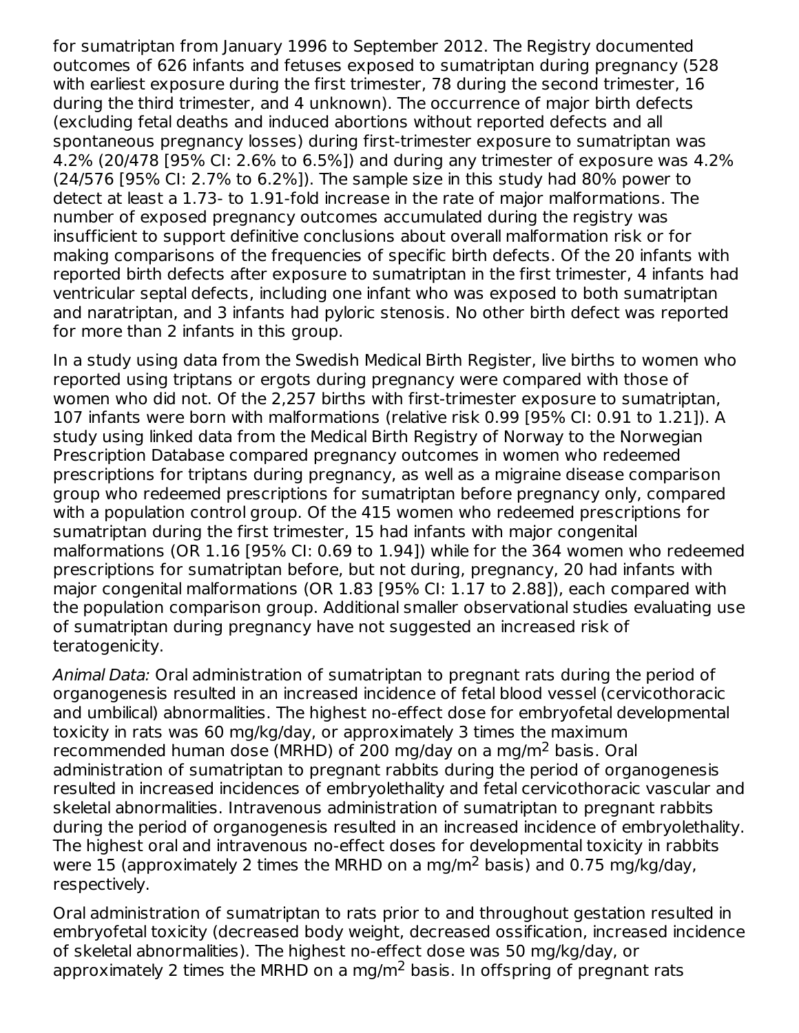for sumatriptan from January 1996 to September 2012. The Registry documented outcomes of 626 infants and fetuses exposed to sumatriptan during pregnancy (528 with earliest exposure during the first trimester, 78 during the second trimester, 16 during the third trimester, and 4 unknown). The occurrence of major birth defects (excluding fetal deaths and induced abortions without reported defects and all spontaneous pregnancy losses) during first-trimester exposure to sumatriptan was 4.2% (20/478 [95% CI: 2.6% to 6.5%]) and during any trimester of exposure was 4.2% (24/576 [95% CI: 2.7% to 6.2%]). The sample size in this study had 80% power to detect at least a 1.73- to 1.91-fold increase in the rate of major malformations. The number of exposed pregnancy outcomes accumulated during the registry was insufficient to support definitive conclusions about overall malformation risk or for making comparisons of the frequencies of specific birth defects. Of the 20 infants with reported birth defects after exposure to sumatriptan in the first trimester, 4 infants had ventricular septal defects, including one infant who was exposed to both sumatriptan and naratriptan, and 3 infants had pyloric stenosis. No other birth defect was reported for more than 2 infants in this group.

In a study using data from the Swedish Medical Birth Register, live births to women who reported using triptans or ergots during pregnancy were compared with those of women who did not. Of the 2,257 births with first-trimester exposure to sumatriptan, 107 infants were born with malformations (relative risk 0.99 [95% CI: 0.91 to 1.21]). A study using linked data from the Medical Birth Registry of Norway to the Norwegian Prescription Database compared pregnancy outcomes in women who redeemed prescriptions for triptans during pregnancy, as well as a migraine disease comparison group who redeemed prescriptions for sumatriptan before pregnancy only, compared with a population control group. Of the 415 women who redeemed prescriptions for sumatriptan during the first trimester, 15 had infants with major congenital malformations (OR 1.16 [95% CI: 0.69 to 1.94]) while for the 364 women who redeemed prescriptions for sumatriptan before, but not during, pregnancy, 20 had infants with major congenital malformations (OR 1.83 [95% CI: 1.17 to 2.88]), each compared with the population comparison group. Additional smaller observational studies evaluating use of sumatriptan during pregnancy have not suggested an increased risk of teratogenicity.

*Animal Data:* Oral administration of sumatriptan to pregnant rats during the period of organogenesis resulted in an increased incidence of fetal blood vessel (cervicothoracic and umbilical) abnormalities. The highest no-effect dose for embryofetal developmental toxicity in rats was 60 mg/kg/day, or approximately 3 times the maximum recommended human dose (MRHD) of 200 mg/day on a mg/m$^2$ basis. Oral administration of sumatriptan to pregnant rabbits during the period of organogenesis resulted in increased incidences of embryolethality and fetal cervicothoracic vascular and skeletal abnormalities. Intravenous administration of sumatriptan to pregnant rabbits during the period of organogenesis resulted in an increased incidence of embryolethality. The highest oral and intravenous no-effect doses for developmental toxicity in rabbits were 15 (approximately 2 times the MRHD on a mg/m$^2$ basis) and 0.75 mg/kg/day, respectively.

Oral administration of sumatriptan to rats prior to and throughout gestation resulted in embryofetal toxicity (decreased body weight, decreased ossification, increased incidence of skeletal abnormalities). The highest no-effect dose was 50 mg/kg/day, or approximately 2 times the MRHD on a mg/m$^2$ basis. In offspring of pregnant rats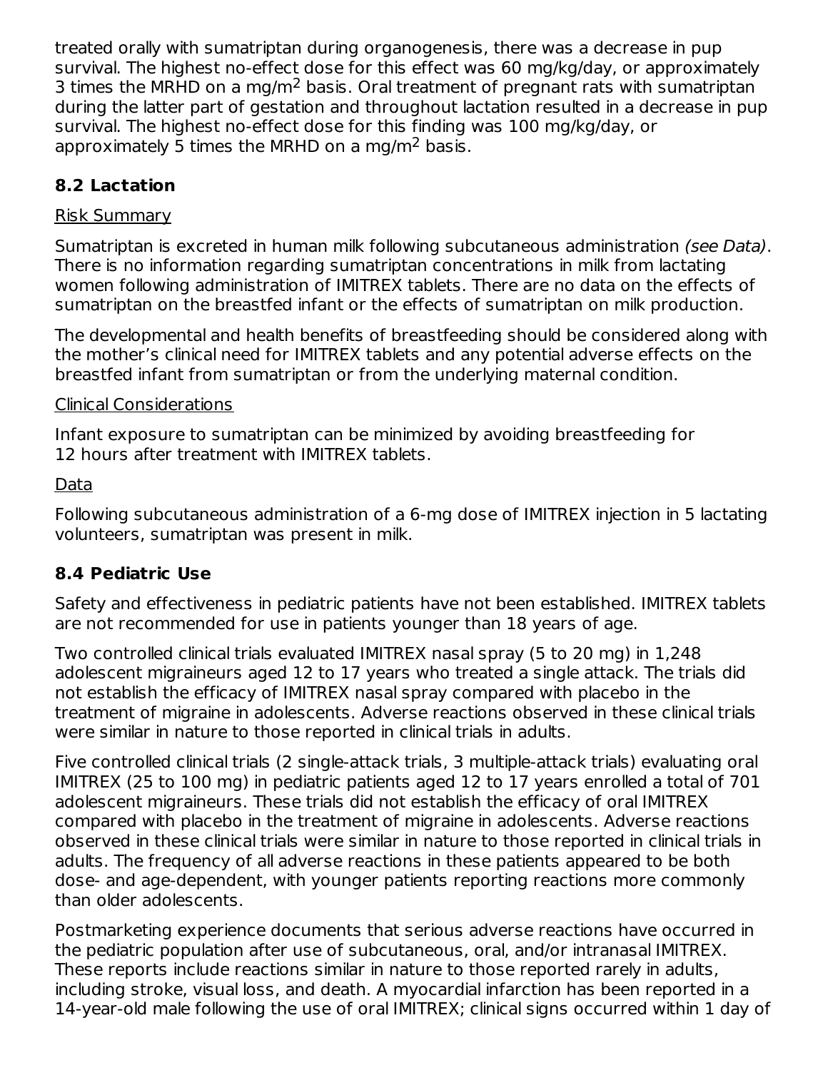treated orally with sumatriptan during organogenesis, there was a decrease in pup survival. The highest no-effect dose for this effect was 60 mg/kg/day, or approximately 3 times the MRHD on a mg/$m^2$ basis. Oral treatment of pregnant rats with sumatriptan during the latter part of gestation and throughout lactation resulted in a decrease in pup survival. The highest no-effect dose for this finding was 100 mg/kg/day, or approximately 5 times the MRHD on a mg/$m^2$ basis.

### 8.2 Lactation

Risk Summary

Sumatriptan is excreted in human milk following subcutaneous administration *(see Data)*. There is no information regarding sumatriptan concentrations in milk from lactating women following administration of IMITREX tablets. There are no data on the effects of sumatriptan on the breastfed infant or the effects of sumatriptan on milk production.

The developmental and health benefits of breastfeeding should be considered along with the mother's clinical need for IMITREX tablets and any potential adverse effects on the breastfed infant from sumatriptan or from the underlying maternal condition.

Clinical Considerations

Infant exposure to sumatriptan can be minimized by avoiding breastfeeding for 12 hours after treatment with IMITREX tablets.

Data

Following subcutaneous administration of a 6-mg dose of IMITREX injection in 5 lactating volunteers, sumatriptan was present in milk.

### 8.4 Pediatric Use

Safety and effectiveness in pediatric patients have not been established. IMITREX tablets are not recommended for use in patients younger than 18 years of age.

Two controlled clinical trials evaluated IMITREX nasal spray (5 to 20 mg) in 1,248 adolescent migraineurs aged 12 to 17 years who treated a single attack. The trials did not establish the efficacy of IMITREX nasal spray compared with placebo in the treatment of migraine in adolescents. Adverse reactions observed in these clinical trials were similar in nature to those reported in clinical trials in adults.

Five controlled clinical trials (2 single-attack trials, 3 multiple-attack trials) evaluating oral IMITREX (25 to 100 mg) in pediatric patients aged 12 to 17 years enrolled a total of 701 adolescent migraineurs. These trials did not establish the efficacy of oral IMITREX compared with placebo in the treatment of migraine in adolescents. Adverse reactions observed in these clinical trials were similar in nature to those reported in clinical trials in adults. The frequency of all adverse reactions in these patients appeared to be both dose- and age-dependent, with younger patients reporting reactions more commonly than older adolescents.

Postmarketing experience documents that serious adverse reactions have occurred in the pediatric population after use of subcutaneous, oral, and/or intranasal IMITREX. These reports include reactions similar in nature to those reported rarely in adults, including stroke, visual loss, and death. A myocardial infarction has been reported in a 14-year-old male following the use of oral IMITREX; clinical signs occurred within 1 day of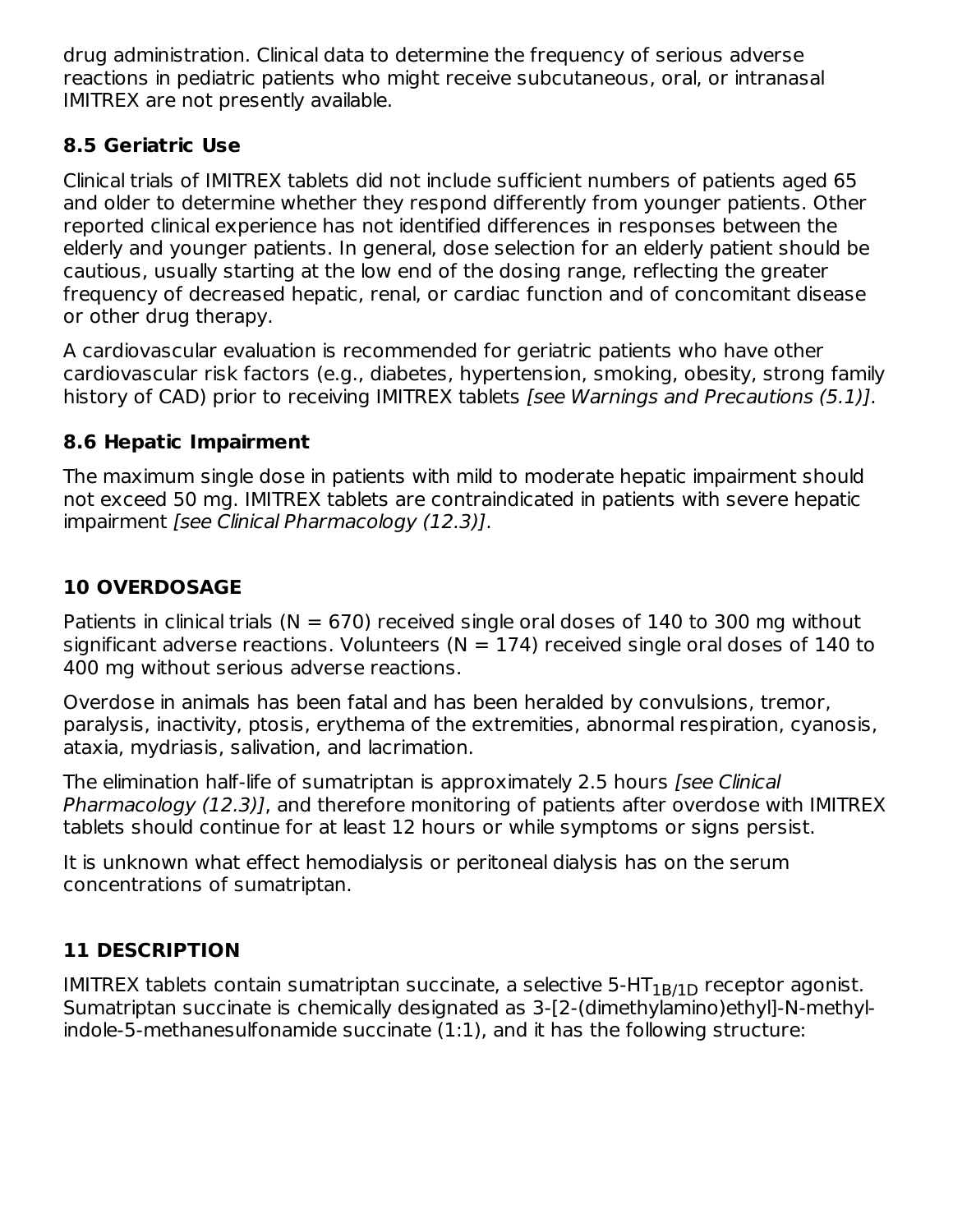drug administration. Clinical data to determine the frequency of serious adverse reactions in pediatric patients who might receive subcutaneous, oral, or intranasal IMITREX are not presently available.

### 8.5 Geriatric Use

Clinical trials of IMITREX tablets did not include sufficient numbers of patients aged 65 and older to determine whether they respond differently from younger patients. Other reported clinical experience has not identified differences in responses between the elderly and younger patients. In general, dose selection for an elderly patient should be cautious, usually starting at the low end of the dosing range, reflecting the greater frequency of decreased hepatic, renal, or cardiac function and of concomitant disease or other drug therapy.

A cardiovascular evaluation is recommended for geriatric patients who have other cardiovascular risk factors (e.g., diabetes, hypertension, smoking, obesity, strong family history of CAD) prior to receiving IMITREX tablets *[see Warnings and Precautions (5.1)]*.

### 8.6 Hepatic Impairment

The maximum single dose in patients with mild to moderate hepatic impairment should not exceed 50 mg. IMITREX tablets are contraindicated in patients with severe hepatic impairment *[see Clinical Pharmacology (12.3)]*.

## 10 OVERDOSAGE

Patients in clinical trials (N = 670) received single oral doses of 140 to 300 mg without significant adverse reactions. Volunteers (N = 174) received single oral doses of 140 to 400 mg without serious adverse reactions.

Overdose in animals has been fatal and has been heralded by convulsions, tremor, paralysis, inactivity, ptosis, erythema of the extremities, abnormal respiration, cyanosis, ataxia, mydriasis, salivation, and lacrimation.

The elimination half-life of sumatriptan is approximately 2.5 hours *[see Clinical Pharmacology (12.3)]*, and therefore monitoring of patients after overdose with IMITREX tablets should continue for at least 12 hours or while symptoms or signs persist.

It is unknown what effect hemodialysis or peritoneal dialysis has on the serum concentrations of sumatriptan.

## 11 DESCRIPTION

IMITREX tablets contain sumatriptan succinate, a selective 5-$HT_{1B/1D}$ receptor agonist. Sumatriptan succinate is chemically designated as 3-[2-(dimethylamino)ethyl]-N-methyl-indole-5-methanesulfonamide succinate (1:1), and it has the following structure: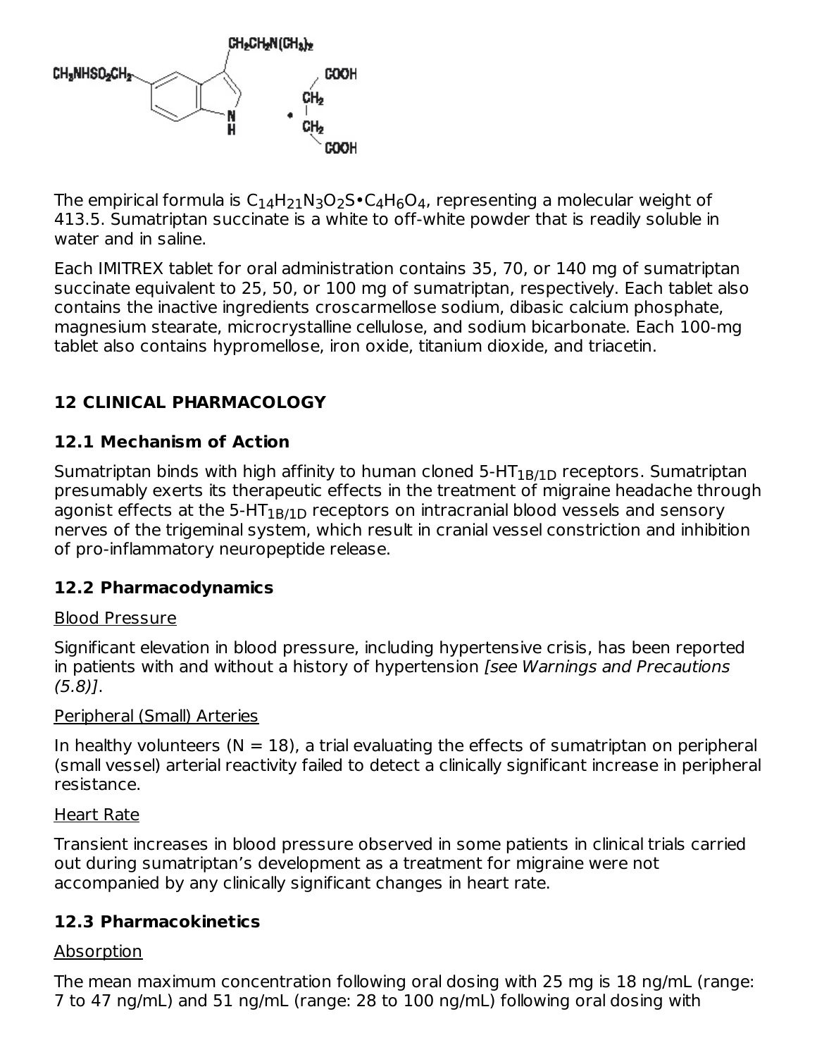The empirical formula is $C_{14}H_{21}N_3O_2S{\bullet}C_4H_6O_4$, representing a molecular weight of 413.5. Sumatriptan succinate is a white to off-white powder that is readily soluble in water and in saline.

Each IMITREX tablet for oral administration contains 35, 70, or 140 mg of sumatriptan succinate equivalent to 25, 50, or 100 mg of sumatriptan, respectively. Each tablet also contains the inactive ingredients croscarmellose sodium, dibasic calcium phosphate, magnesium stearate, microcrystalline cellulose, and sodium bicarbonate. Each 100-mg tablet also contains hypromellose, iron oxide, titanium dioxide, and triacetin.

## 12 CLINICAL PHARMACOLOGY

### 12.1 Mechanism of Action

Sumatriptan binds with high affinity to human cloned $5\text{-HT}_{1B/1D}$ receptors. Sumatriptan presumably exerts its therapeutic effects in the treatment of migraine headache through agonist effects at the $5\text{-HT}_{1B/1D}$ receptors on intracranial blood vessels and sensory nerves of the trigeminal system, which result in cranial vessel constriction and inhibition of pro-inflammatory neuropeptide release.

### 12.2 Pharmacodynamics

Blood Pressure

Significant elevation in blood pressure, including hypertensive crisis, has been reported in patients with and without a history of hypertension *[see Warnings and Precautions (5.8)]*.

Peripheral (Small) Arteries

In healthy volunteers (N = 18), a trial evaluating the effects of sumatriptan on peripheral (small vessel) arterial reactivity failed to detect a clinically significant increase in peripheral resistance.

Heart Rate

Transient increases in blood pressure observed in some patients in clinical trials carried out during sumatriptan's development as a treatment for migraine were not accompanied by any clinically significant changes in heart rate.

### 12.3 Pharmacokinetics

Absorption

The mean maximum concentration following oral dosing with 25 mg is 18 ng/mL (range: 7 to 47 ng/mL) and 51 ng/mL (range: 28 to 100 ng/mL) following oral dosing with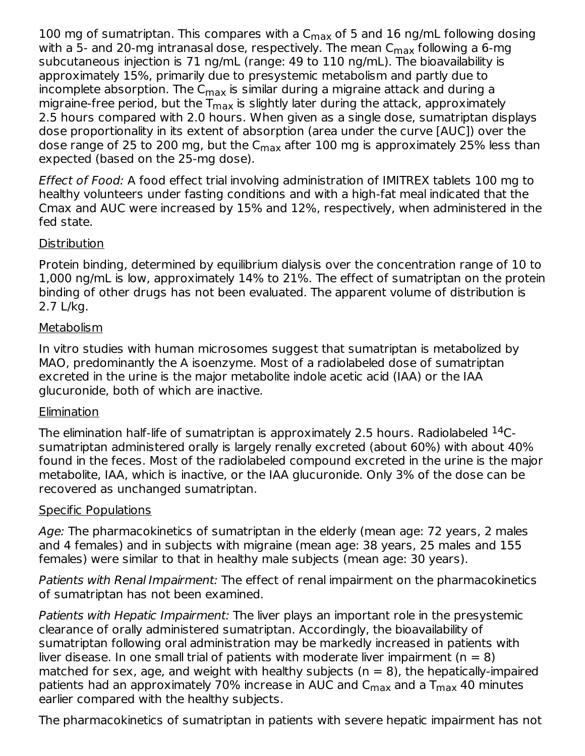100 mg of sumatriptan. This compares with a $C_{max}$ of 5 and 16 ng/mL following dosing with a 5- and 20-mg intranasal dose, respectively. The mean $C_{max}$ following a 6-mg subcutaneous injection is 71 ng/mL (range: 49 to 110 ng/mL). The bioavailability is approximately 15%, primarily due to presystemic metabolism and partly due to incomplete absorption. The $C_{max}$ is similar during a migraine attack and during a migraine-free period, but the $T_{max}$ is slightly later during the attack, approximately 2.5 hours compared with 2.0 hours. When given as a single dose, sumatriptan displays dose proportionality in its extent of absorption (area under the curve [AUC]) over the dose range of 25 to 200 mg, but the $C_{max}$ after 100 mg is approximately 25% less than expected (based on the 25-mg dose).

*Effect of Food:* A food effect trial involving administration of IMITREX tablets 100 mg to healthy volunteers under fasting conditions and with a high-fat meal indicated that the Cmax and AUC were increased by 15% and 12%, respectively, when administered in the fed state.

Distribution

Protein binding, determined by equilibrium dialysis over the concentration range of 10 to 1,000 ng/mL is low, approximately 14% to 21%. The effect of sumatriptan on the protein binding of other drugs has not been evaluated. The apparent volume of distribution is 2.7 L/kg.

Metabolism

In vitro studies with human microsomes suggest that sumatriptan is metabolized by MAO, predominantly the A isoenzyme. Most of a radiolabeled dose of sumatriptan excreted in the urine is the major metabolite indole acetic acid (IAA) or the IAA glucuronide, both of which are inactive.

Elimination

The elimination half-life of sumatriptan is approximately 2.5 hours. Radiolabeled $^{14}C$-sumatriptan administered orally is largely renally excreted (about 60%) with about 40% found in the feces. Most of the radiolabeled compound excreted in the urine is the major metabolite, IAA, which is inactive, or the IAA glucuronide. Only 3% of the dose can be recovered as unchanged sumatriptan.

Specific Populations

*Age:* The pharmacokinetics of sumatriptan in the elderly (mean age: 72 years, 2 males and 4 females) and in subjects with migraine (mean age: 38 years, 25 males and 155 females) were similar to that in healthy male subjects (mean age: 30 years).

*Patients with Renal Impairment:* The effect of renal impairment on the pharmacokinetics of sumatriptan has not been examined.

*Patients with Hepatic Impairment:* The liver plays an important role in the presystemic clearance of orally administered sumatriptan. Accordingly, the bioavailability of sumatriptan following oral administration may be markedly increased in patients with liver disease. In one small trial of patients with moderate liver impairment (n = 8) matched for sex, age, and weight with healthy subjects (n = 8), the hepatically-impaired patients had an approximately 70% increase in AUC and $C_{max}$ and a $T_{max}$ 40 minutes earlier compared with the healthy subjects.

The pharmacokinetics of sumatriptan in patients with severe hepatic impairment has not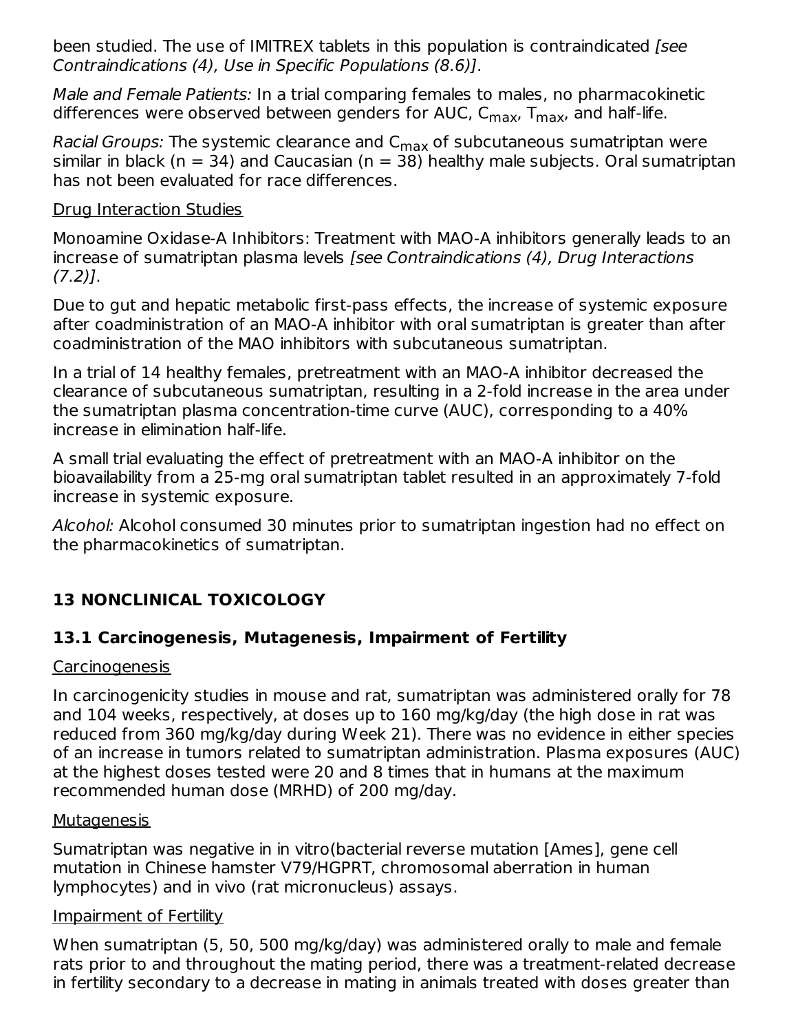been studied. The use of IMITREX tablets in this population is contraindicated *[see Contraindications (4), Use in Specific Populations (8.6)]*.

*Male and Female Patients:* In a trial comparing females to males, no pharmacokinetic differences were observed between genders for AUC, $C_{max}$, $T_{max}$, and half-life.

*Racial Groups:* The systemic clearance and $C_{max}$ of subcutaneous sumatriptan were similar in black (n = 34) and Caucasian (n = 38) healthy male subjects. Oral sumatriptan has not been evaluated for race differences.

Drug Interaction Studies

Monoamine Oxidase-A Inhibitors: Treatment with MAO-A inhibitors generally leads to an increase of sumatriptan plasma levels *[see Contraindications (4), Drug Interactions (7.2)]*.

Due to gut and hepatic metabolic first-pass effects, the increase of systemic exposure after coadministration of an MAO-A inhibitor with oral sumatriptan is greater than after coadministration of the MAO inhibitors with subcutaneous sumatriptan.

In a trial of 14 healthy females, pretreatment with an MAO-A inhibitor decreased the clearance of subcutaneous sumatriptan, resulting in a 2-fold increase in the area under the sumatriptan plasma concentration-time curve (AUC), corresponding to a 40% increase in elimination half-life.

A small trial evaluating the effect of pretreatment with an MAO-A inhibitor on the bioavailability from a 25-mg oral sumatriptan tablet resulted in an approximately 7-fold increase in systemic exposure.

*Alcohol:* Alcohol consumed 30 minutes prior to sumatriptan ingestion had no effect on the pharmacokinetics of sumatriptan.

## 13 NONCLINICAL TOXICOLOGY

### 13.1 Carcinogenesis, Mutagenesis, Impairment of Fertility

Carcinogenesis

In carcinogenicity studies in mouse and rat, sumatriptan was administered orally for 78 and 104 weeks, respectively, at doses up to 160 mg/kg/day (the high dose in rat was reduced from 360 mg/kg/day during Week 21). There was no evidence in either species of an increase in tumors related to sumatriptan administration. Plasma exposures (AUC) at the highest doses tested were 20 and 8 times that in humans at the maximum recommended human dose (MRHD) of 200 mg/day.

Mutagenesis

Sumatriptan was negative in in vitro(bacterial reverse mutation [Ames], gene cell mutation in Chinese hamster V79/HGPRT, chromosomal aberration in human lymphocytes) and in vivo (rat micronucleus) assays.

Impairment of Fertility

When sumatriptan (5, 50, 500 mg/kg/day) was administered orally to male and female rats prior to and throughout the mating period, there was a treatment-related decrease in fertility secondary to a decrease in mating in animals treated with doses greater than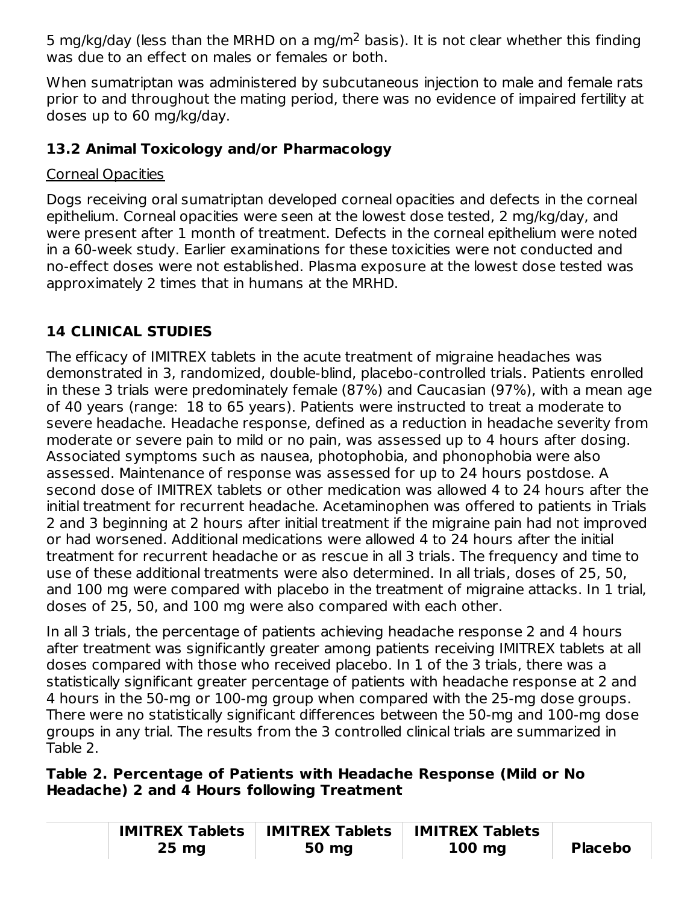5 mg/kg/day (less than the MRHD on a mg/$m^2$ basis). It is not clear whether this finding was due to an effect on males or females or both.

When sumatriptan was administered by subcutaneous injection to male and female rats prior to and throughout the mating period, there was no evidence of impaired fertility at doses up to 60 mg/kg/day.

### 13.2 Animal Toxicology and/or Pharmacology

Corneal Opacities

Dogs receiving oral sumatriptan developed corneal opacities and defects in the corneal epithelium. Corneal opacities were seen at the lowest dose tested, 2 mg/kg/day, and were present after 1 month of treatment. Defects in the corneal epithelium were noted in a 60-week study. Earlier examinations for these toxicities were not conducted and no-effect doses were not established. Plasma exposure at the lowest dose tested was approximately 2 times that in humans at the MRHD.

## 14 CLINICAL STUDIES

The efficacy of IMITREX tablets in the acute treatment of migraine headaches was demonstrated in 3, randomized, double-blind, placebo-controlled trials. Patients enrolled in these 3 trials were predominately female (87%) and Caucasian (97%), with a mean age of 40 years (range: 18 to 65 years). Patients were instructed to treat a moderate to severe headache. Headache response, defined as a reduction in headache severity from moderate or severe pain to mild or no pain, was assessed up to 4 hours after dosing. Associated symptoms such as nausea, photophobia, and phonophobia were also assessed. Maintenance of response was assessed for up to 24 hours postdose. A second dose of IMITREX tablets or other medication was allowed 4 to 24 hours after the initial treatment for recurrent headache. Acetaminophen was offered to patients in Trials 2 and 3 beginning at 2 hours after initial treatment if the migraine pain had not improved or had worsened. Additional medications were allowed 4 to 24 hours after the initial treatment for recurrent headache or as rescue in all 3 trials. The frequency and time to use of these additional treatments were also determined. In all trials, doses of 25, 50, and 100 mg were compared with placebo in the treatment of migraine attacks. In 1 trial, doses of 25, 50, and 100 mg were also compared with each other.

In all 3 trials, the percentage of patients achieving headache response 2 and 4 hours after treatment was significantly greater among patients receiving IMITREX tablets at all doses compared with those who received placebo. In 1 of the 3 trials, there was a statistically significant greater percentage of patients with headache response at 2 and 4 hours in the 50-mg or 100-mg group when compared with the 25-mg dose groups. There were no statistically significant differences between the 50-mg and 100-mg dose groups in any trial. The results from the 3 controlled clinical trials are summarized in Table 2.

**Table 2. Percentage of Patients with Headache Response (Mild or No Headache) 2 and 4 Hours following Treatment**

| | IMITREX Tablets 25 mg | IMITREX Tablets 50 mg | IMITREX Tablets 100 mg | Placebo |
|---|---|---|---|---|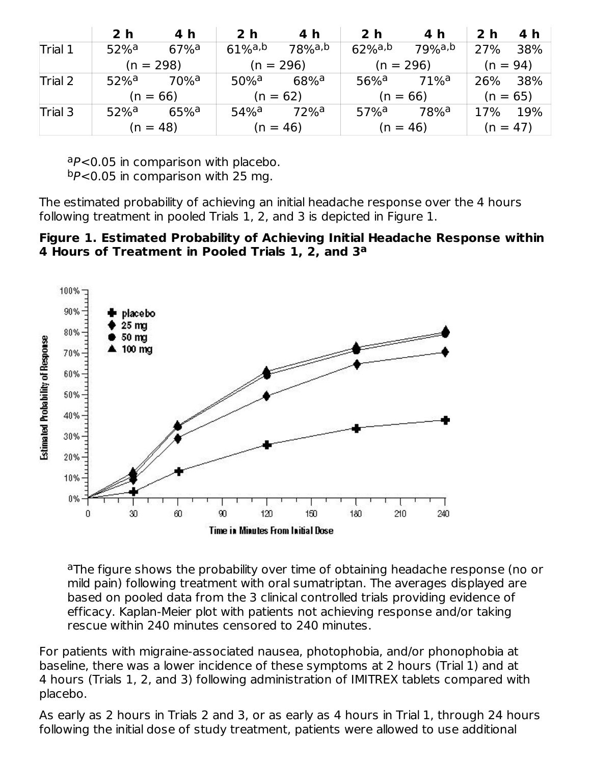| | 2 h | 4 h | 2 h | 4 h | 2 h | 4 h | 2 h | 4 h |
|---|---|---|---|---|---|---|---|---|
| Trial 1 | 52%[a] | 67%[a] | 61%[a,b] | 78%[a,b] | 62%[a,b] | 79%[a,b] | 27% | 38% |
| | (n = 298) | | (n = 296) | | (n = 296) | | (n = 94) | |
| Trial 2 | 52%[a] | 70%[a] | 50%[a] | 68%[a] | 56%[a] | 71%[a] | 26% | 38% |
| | (n = 66) | | (n = 62) | | (n = 66) | | (n = 65) | |
| Trial 3 | 52%[a] | 65%[a] | 54%[a] | 72%[a] | 57%[a] | 78%[a] | 17% | 19% |
| | (n = 48) | | (n = 46) | | (n = 46) | | (n = 47) | |

[a]$P<0.05$ in comparison with placebo.
[b]$P<0.05$ in comparison with 25 mg.

The estimated probability of achieving an initial headache response over the 4 hours following treatment in pooled Trials 1, 2, and 3 is depicted in Figure 1.

**Figure 1. Estimated Probability of Achieving Initial Headache Response within 4 Hours of Treatment in Pooled Trials 1, 2, and 3[a]**

[a]The figure shows the probability over time of obtaining headache response (no or mild pain) following treatment with oral sumatriptan. The averages displayed are based on pooled data from the 3 clinical controlled trials providing evidence of efficacy. Kaplan-Meier plot with patients not achieving response and/or taking rescue within 240 minutes censored to 240 minutes.

For patients with migraine-associated nausea, photophobia, and/or phonophobia at baseline, there was a lower incidence of these symptoms at 2 hours (Trial 1) and at 4 hours (Trials 1, 2, and 3) following administration of IMITREX tablets compared with placebo.

As early as 2 hours in Trials 2 and 3, or as early as 4 hours in Trial 1, through 24 hours following the initial dose of study treatment, patients were allowed to use additional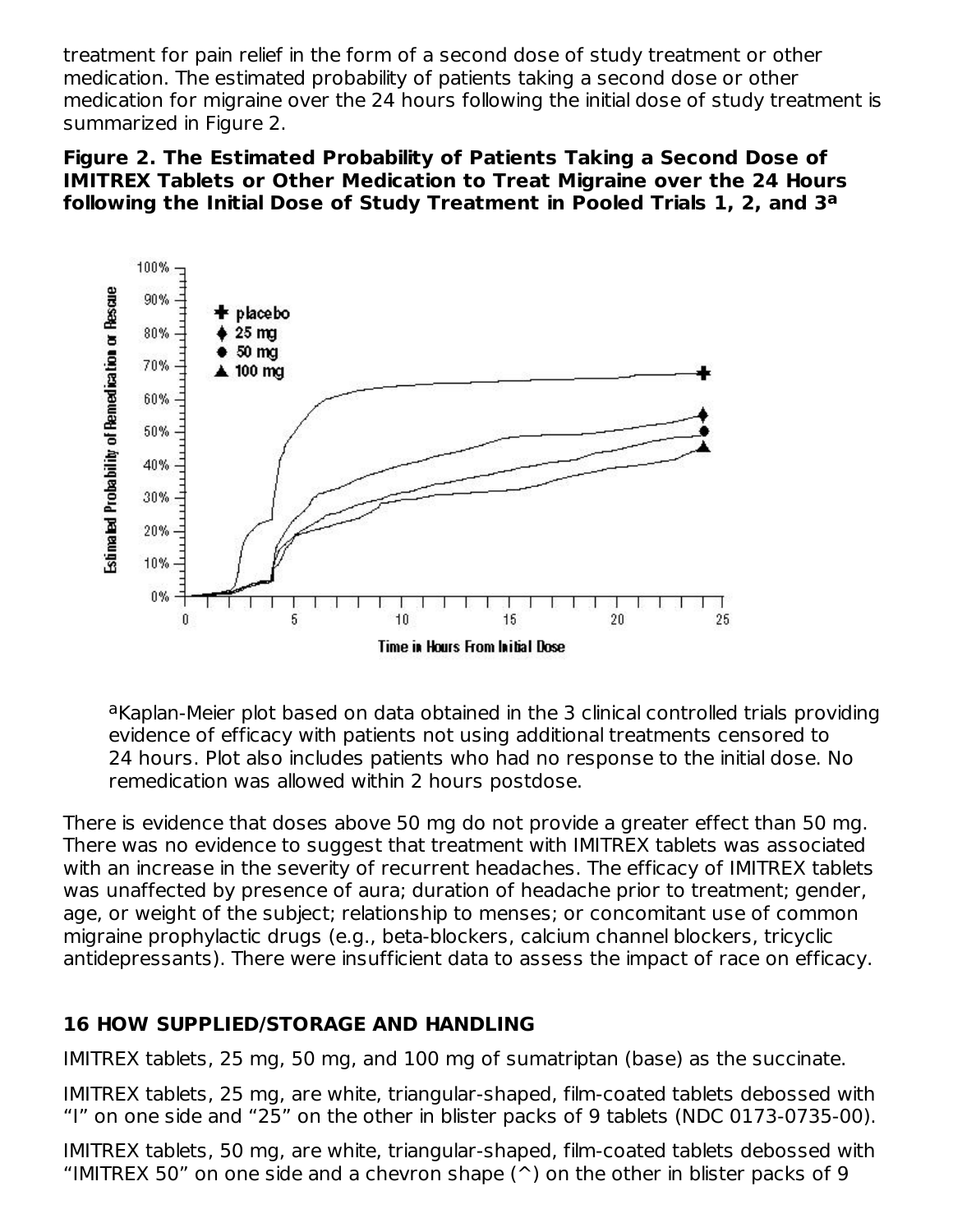treatment for pain relief in the form of a second dose of study treatment or other medication. The estimated probability of patients taking a second dose or other medication for migraine over the 24 hours following the initial dose of study treatment is summarized in Figure 2.

**Figure 2. The Estimated Probability of Patients Taking a Second Dose of IMITREX Tablets or Other Medication to Treat Migraine over the 24 Hours following the Initial Dose of Study Treatment in Pooled Trials 1, 2, and 3[a]**

[a]Kaplan-Meier plot based on data obtained in the 3 clinical controlled trials providing evidence of efficacy with patients not using additional treatments censored to 24 hours. Plot also includes patients who had no response to the initial dose. No remedication was allowed within 2 hours postdose.

There is evidence that doses above 50 mg do not provide a greater effect than 50 mg. There was no evidence to suggest that treatment with IMITREX tablets was associated with an increase in the severity of recurrent headaches. The efficacy of IMITREX tablets was unaffected by presence of aura; duration of headache prior to treatment; gender, age, or weight of the subject; relationship to menses; or concomitant use of common migraine prophylactic drugs (e.g., beta-blockers, calcium channel blockers, tricyclic antidepressants). There were insufficient data to assess the impact of race on efficacy.

## 16 HOW SUPPLIED/STORAGE AND HANDLING

IMITREX tablets, 25 mg, 50 mg, and 100 mg of sumatriptan (base) as the succinate.

IMITREX tablets, 25 mg, are white, triangular-shaped, film-coated tablets debossed with "I" on one side and "25" on the other in blister packs of 9 tablets (NDC 0173-0735-00).

IMITREX tablets, 50 mg, are white, triangular-shaped, film-coated tablets debossed with "IMITREX 50" on one side and a chevron shape (^) on the other in blister packs of 9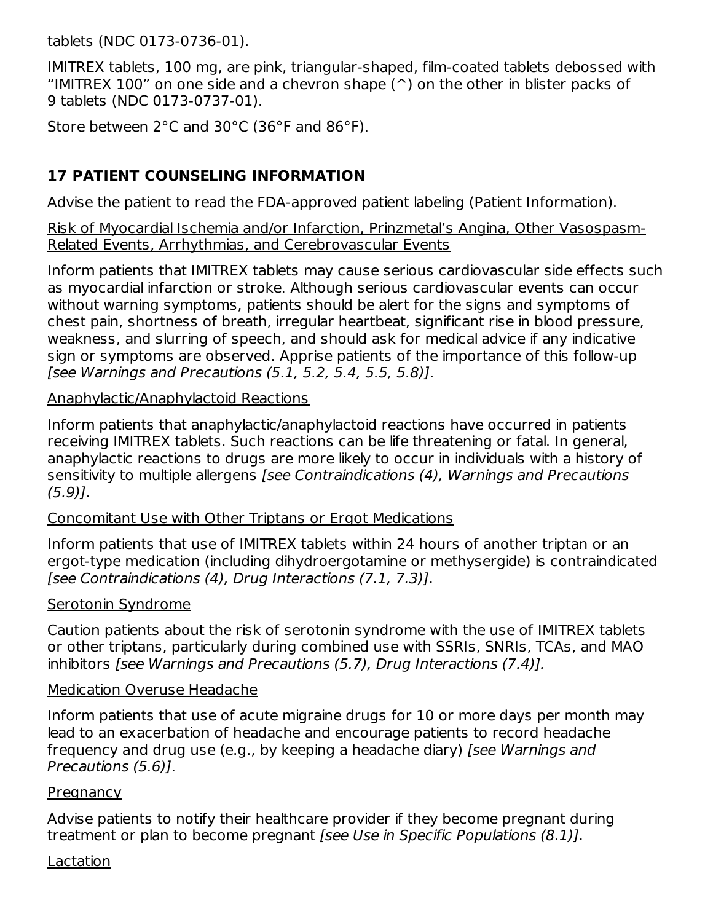tablets (NDC 0173-0736-01).

IMITREX tablets, 100 mg, are pink, triangular-shaped, film-coated tablets debossed with "IMITREX 100" on one side and a chevron shape (^) on the other in blister packs of 9 tablets (NDC 0173-0737-01).

Store between 2°C and 30°C (36°F and 86°F).

## 17 PATIENT COUNSELING INFORMATION

Advise the patient to read the FDA-approved patient labeling (Patient Information).

Risk of Myocardial Ischemia and/or Infarction, Prinzmetal's Angina, Other Vasospasm-Related Events, Arrhythmias, and Cerebrovascular Events

Inform patients that IMITREX tablets may cause serious cardiovascular side effects such as myocardial infarction or stroke. Although serious cardiovascular events can occur without warning symptoms, patients should be alert for the signs and symptoms of chest pain, shortness of breath, irregular heartbeat, significant rise in blood pressure, weakness, and slurring of speech, and should ask for medical advice if any indicative sign or symptoms are observed. Apprise patients of the importance of this follow-up *[see Warnings and Precautions (5.1, 5.2, 5.4, 5.5, 5.8)]*.

Anaphylactic/Anaphylactoid Reactions

Inform patients that anaphylactic/anaphylactoid reactions have occurred in patients receiving IMITREX tablets. Such reactions can be life threatening or fatal. In general, anaphylactic reactions to drugs are more likely to occur in individuals with a history of sensitivity to multiple allergens *[see Contraindications (4), Warnings and Precautions (5.9)]*.

Concomitant Use with Other Triptans or Ergot Medications

Inform patients that use of IMITREX tablets within 24 hours of another triptan or an ergot-type medication (including dihydroergotamine or methysergide) is contraindicated *[see Contraindications (4), Drug Interactions (7.1, 7.3)]*.

Serotonin Syndrome

Caution patients about the risk of serotonin syndrome with the use of IMITREX tablets or other triptans, particularly during combined use with SSRIs, SNRIs, TCAs, and MAO inhibitors *[see Warnings and Precautions (5.7), Drug Interactions (7.4)].*

Medication Overuse Headache

Inform patients that use of acute migraine drugs for 10 or more days per month may lead to an exacerbation of headache and encourage patients to record headache frequency and drug use (e.g., by keeping a headache diary) *[see Warnings and Precautions (5.6)]*.

Pregnancy

Advise patients to notify their healthcare provider if they become pregnant during treatment or plan to become pregnant *[see Use in Specific Populations (8.1)]*.

Lactation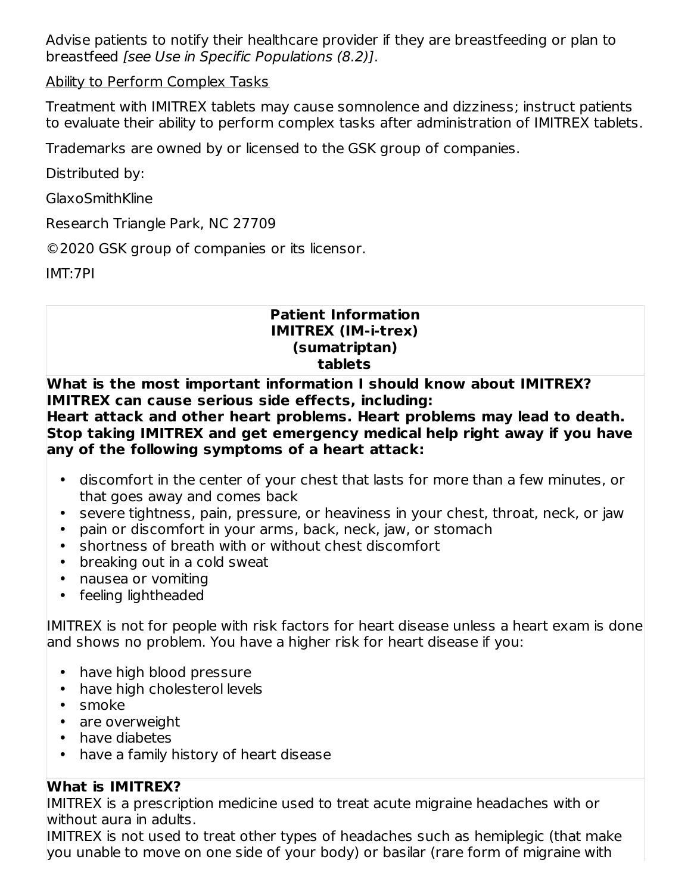Advise patients to notify their healthcare provider if they are breastfeeding or plan to breastfeed *[see Use in Specific Populations (8.2)]*.

Ability to Perform Complex Tasks

Treatment with IMITREX tablets may cause somnolence and dizziness; instruct patients to evaluate their ability to perform complex tasks after administration of IMITREX tablets.

Trademarks are owned by or licensed to the GSK group of companies.

Distributed by:

GlaxoSmithKline

Research Triangle Park, NC 27709

©2020 GSK group of companies or its licensor.

IMT:7PI

**Patient Information**
**IMITREX (IM-i-trex)**
**(sumatriptan)**
**tablets**

**What is the most important information I should know about IMITREX?**
**IMITREX can cause serious side effects, including:**
**Heart attack and other heart problems. Heart problems may lead to death. Stop taking IMITREX and get emergency medical help right away if you have any of the following symptoms of a heart attack:**

- discomfort in the center of your chest that lasts for more than a few minutes, or that goes away and comes back
- severe tightness, pain, pressure, or heaviness in your chest, throat, neck, or jaw
- pain or discomfort in your arms, back, neck, jaw, or stomach
- shortness of breath with or without chest discomfort
- breaking out in a cold sweat
- nausea or vomiting
- feeling lightheaded

IMITREX is not for people with risk factors for heart disease unless a heart exam is done and shows no problem. You have a higher risk for heart disease if you:

- have high blood pressure
- have high cholesterol levels
- smoke
- are overweight
- have diabetes
- have a family history of heart disease

**What is IMITREX?**
IMITREX is a prescription medicine used to treat acute migraine headaches with or without aura in adults.
IMITREX is not used to treat other types of headaches such as hemiplegic (that make you unable to move on one side of your body) or basilar (rare form of migraine with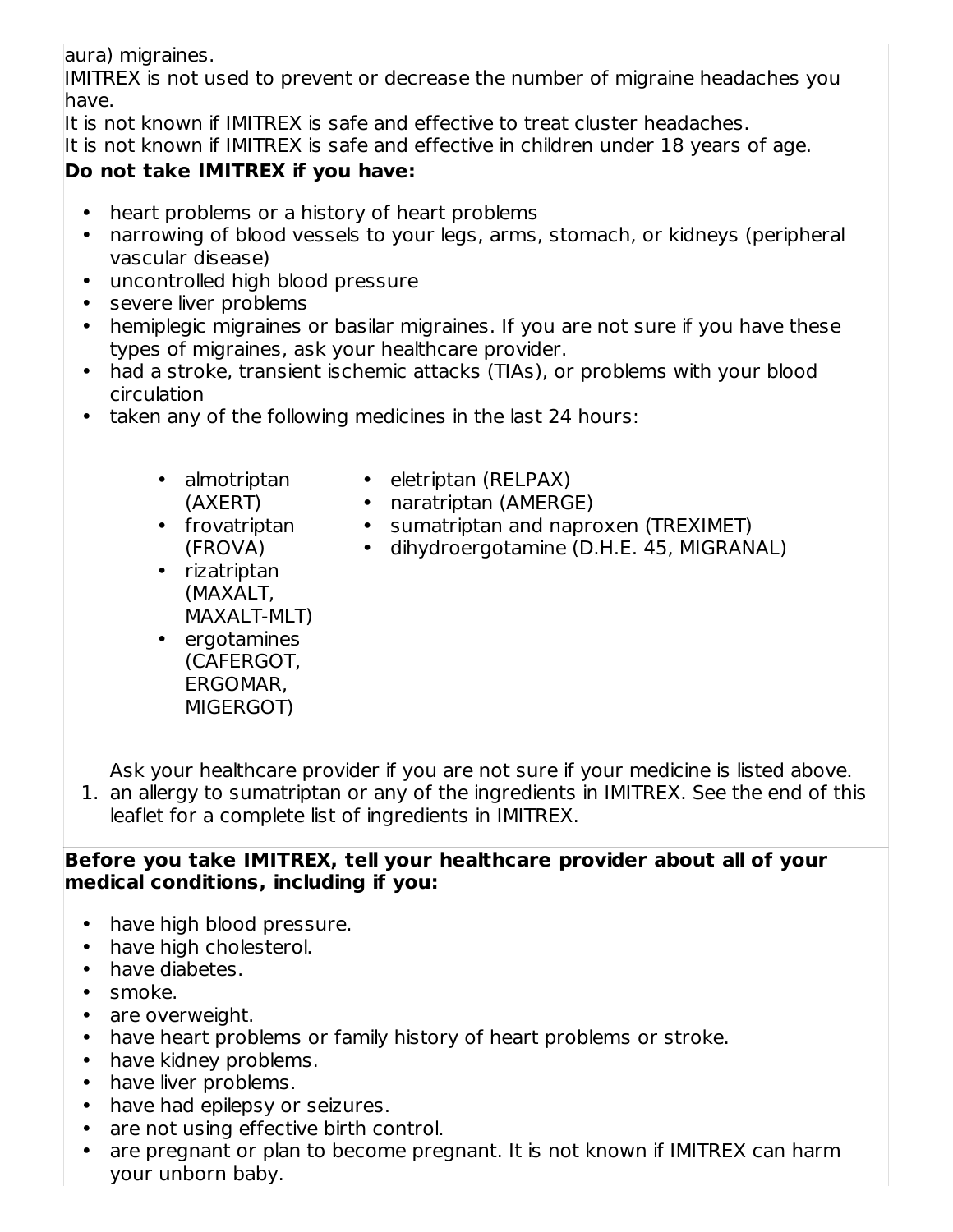aura) migraines.

IMITREX is not used to prevent or decrease the number of migraine headaches you have.

It is not known if IMITREX is safe and effective to treat cluster headaches.

It is not known if IMITREX is safe and effective in children under 18 years of age.

**Do not take IMITREX if you have:**

- heart problems or a history of heart problems
- narrowing of blood vessels to your legs, arms, stomach, or kidneys (peripheral vascular disease)
- uncontrolled high blood pressure
- severe liver problems
- hemiplegic migraines or basilar migraines. If you are not sure if you have these types of migraines, ask your healthcare provider.
- had a stroke, transient ischemic attacks (TIAs), or problems with your blood circulation
- taken any of the following medicines in the last 24 hours:
    - almotriptan (AXERT)
    - frovatriptan (FROVA)
    - rizatriptan (MAXALT, MAXALT-MLT)
    - ergotamines (CAFERGOT, ERGOMAR, MIGERGOT)
    - eletriptan (RELPAX)
    - naratriptan (AMERGE)
    - sumatriptan and naproxen (TREXIMET)
    - dihydroergotamine (D.H.E. 45, MIGRANAL)

  Ask your healthcare provider if you are not sure if your medicine is listed above.

1. an allergy to sumatriptan or any of the ingredients in IMITREX. See the end of this leaflet for a complete list of ingredients in IMITREX.

**Before you take IMITREX, tell your healthcare provider about all of your medical conditions, including if you:**

- have high blood pressure.
- have high cholesterol.
- have diabetes.
- smoke.
- are overweight.
- have heart problems or family history of heart problems or stroke.
- have kidney problems.
- have liver problems.
- have had epilepsy or seizures.
- are not using effective birth control.
- are pregnant or plan to become pregnant. It is not known if IMITREX can harm your unborn baby.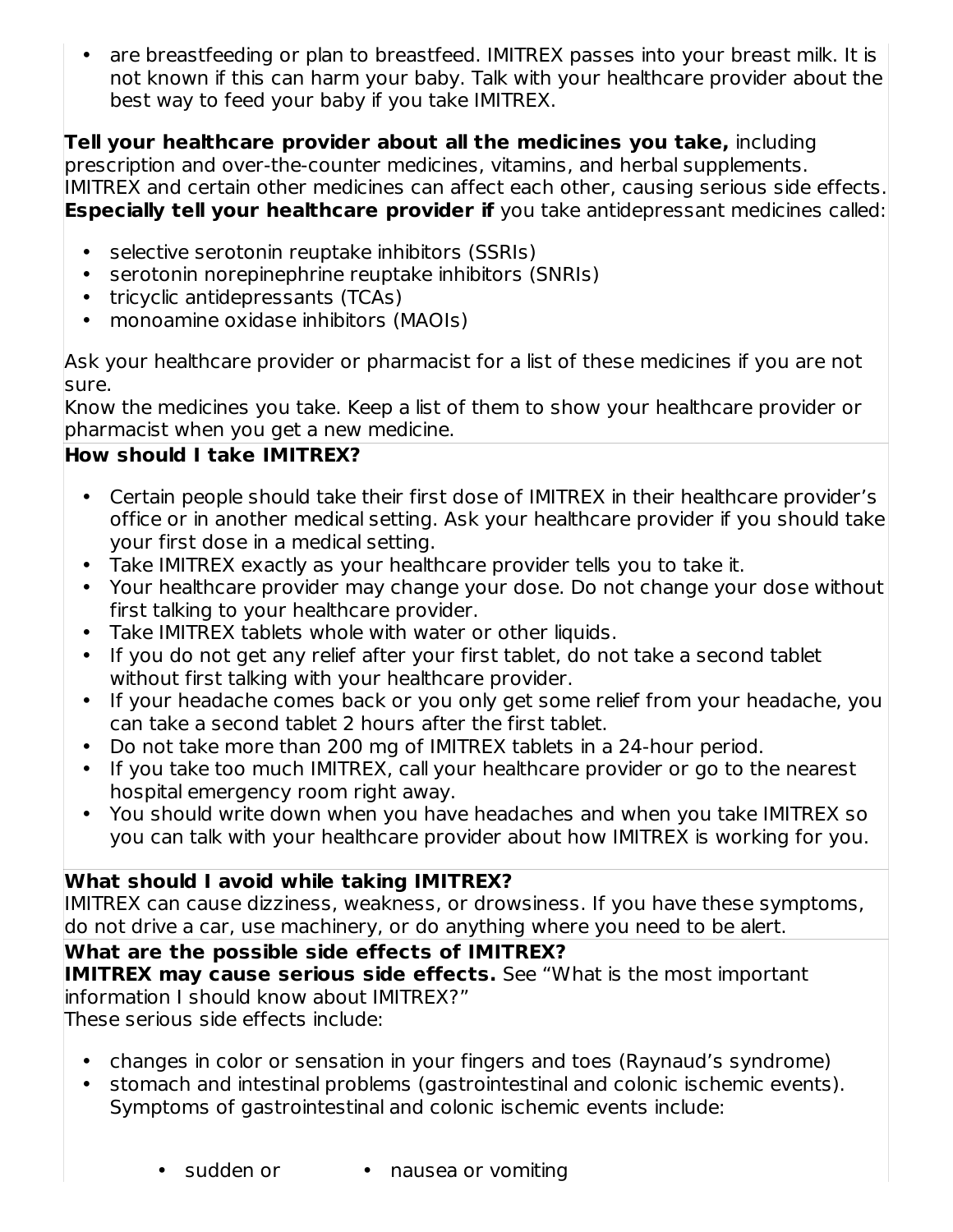- are breastfeeding or plan to breastfeed. IMITREX passes into your breast milk. It is not known if this can harm your baby. Talk with your healthcare provider about the best way to feed your baby if you take IMITREX.

**Tell your healthcare provider about all the medicines you take,** including prescription and over-the-counter medicines, vitamins, and herbal supplements. IMITREX and certain other medicines can affect each other, causing serious side effects. **Especially tell your healthcare provider if** you take antidepressant medicines called:

- selective serotonin reuptake inhibitors (SSRIs)
- serotonin norepinephrine reuptake inhibitors (SNRIs)
- tricyclic antidepressants (TCAs)
- monoamine oxidase inhibitors (MAOIs)

Ask your healthcare provider or pharmacist for a list of these medicines if you are not sure.
Know the medicines you take. Keep a list of them to show your healthcare provider or pharmacist when you get a new medicine.

**How should I take IMITREX?**

- Certain people should take their first dose of IMITREX in their healthcare provider's office or in another medical setting. Ask your healthcare provider if you should take your first dose in a medical setting.
- Take IMITREX exactly as your healthcare provider tells you to take it.
- Your healthcare provider may change your dose. Do not change your dose without first talking to your healthcare provider.
- Take IMITREX tablets whole with water or other liquids.
- If you do not get any relief after your first tablet, do not take a second tablet without first talking with your healthcare provider.
- If your headache comes back or you only get some relief from your headache, you can take a second tablet 2 hours after the first tablet.
- Do not take more than 200 mg of IMITREX tablets in a 24-hour period.
- If you take too much IMITREX, call your healthcare provider or go to the nearest hospital emergency room right away.
- You should write down when you have headaches and when you take IMITREX so you can talk with your healthcare provider about how IMITREX is working for you.

**What should I avoid while taking IMITREX?**
IMITREX can cause dizziness, weakness, or drowsiness. If you have these symptoms, do not drive a car, use machinery, or do anything where you need to be alert.

**What are the possible side effects of IMITREX?**
**IMITREX may cause serious side effects.** See "What is the most important information I should know about IMITREX?"
These serious side effects include:

- changes in color or sensation in your fingers and toes (Raynaud's syndrome)
- stomach and intestinal problems (gastrointestinal and colonic ischemic events). Symptoms of gastrointestinal and colonic ischemic events include:

  - sudden or
  - nausea or vomiting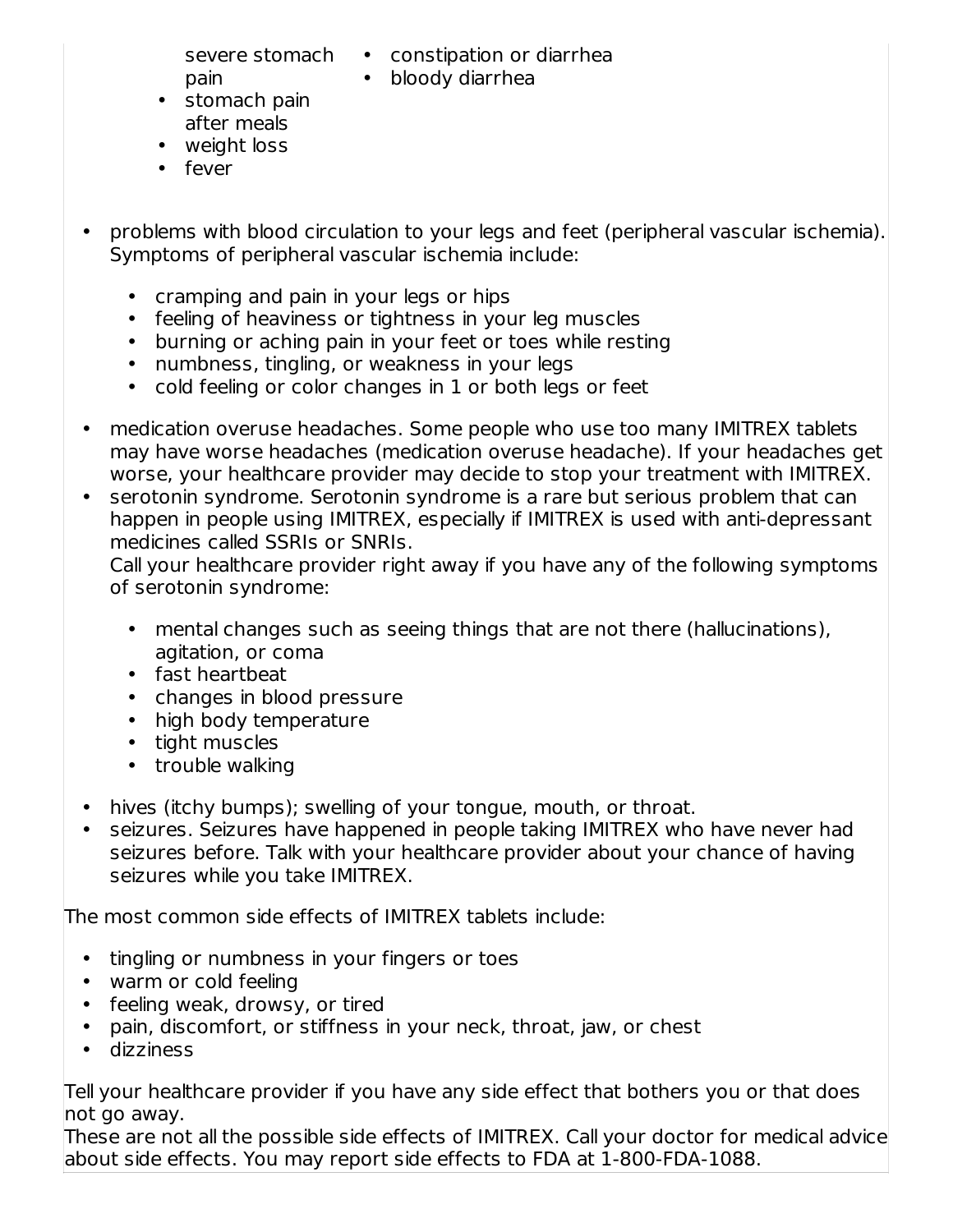- severe stomach pain
- stomach pain after meals
- weight loss
- fever
- constipation or diarrhea
- bloody diarrhea

- problems with blood circulation to your legs and feet (peripheral vascular ischemia). Symptoms of peripheral vascular ischemia include:
  - cramping and pain in your legs or hips
  - feeling of heaviness or tightness in your leg muscles
  - burning or aching pain in your feet or toes while resting
  - numbness, tingling, or weakness in your legs
  - cold feeling or color changes in 1 or both legs or feet
- medication overuse headaches. Some people who use too many IMITREX tablets may have worse headaches (medication overuse headache). If your headaches get worse, your healthcare provider may decide to stop your treatment with IMITREX.
- serotonin syndrome. Serotonin syndrome is a rare but serious problem that can happen in people using IMITREX, especially if IMITREX is used with anti-depressant medicines called SSRIs or SNRIs.
  Call your healthcare provider right away if you have any of the following symptoms of serotonin syndrome:
  - mental changes such as seeing things that are not there (hallucinations), agitation, or coma
  - fast heartbeat
  - changes in blood pressure
  - high body temperature
  - tight muscles
  - trouble walking
- hives (itchy bumps); swelling of your tongue, mouth, or throat.
- seizures. Seizures have happened in people taking IMITREX who have never had seizures before. Talk with your healthcare provider about your chance of having seizures while you take IMITREX.

The most common side effects of IMITREX tablets include:

- tingling or numbness in your fingers or toes
- warm or cold feeling
- feeling weak, drowsy, or tired
- pain, discomfort, or stiffness in your neck, throat, jaw, or chest
- dizziness

Tell your healthcare provider if you have any side effect that bothers you or that does not go away.
These are not all the possible side effects of IMITREX. Call your doctor for medical advice about side effects. You may report side effects to FDA at 1-800-FDA-1088.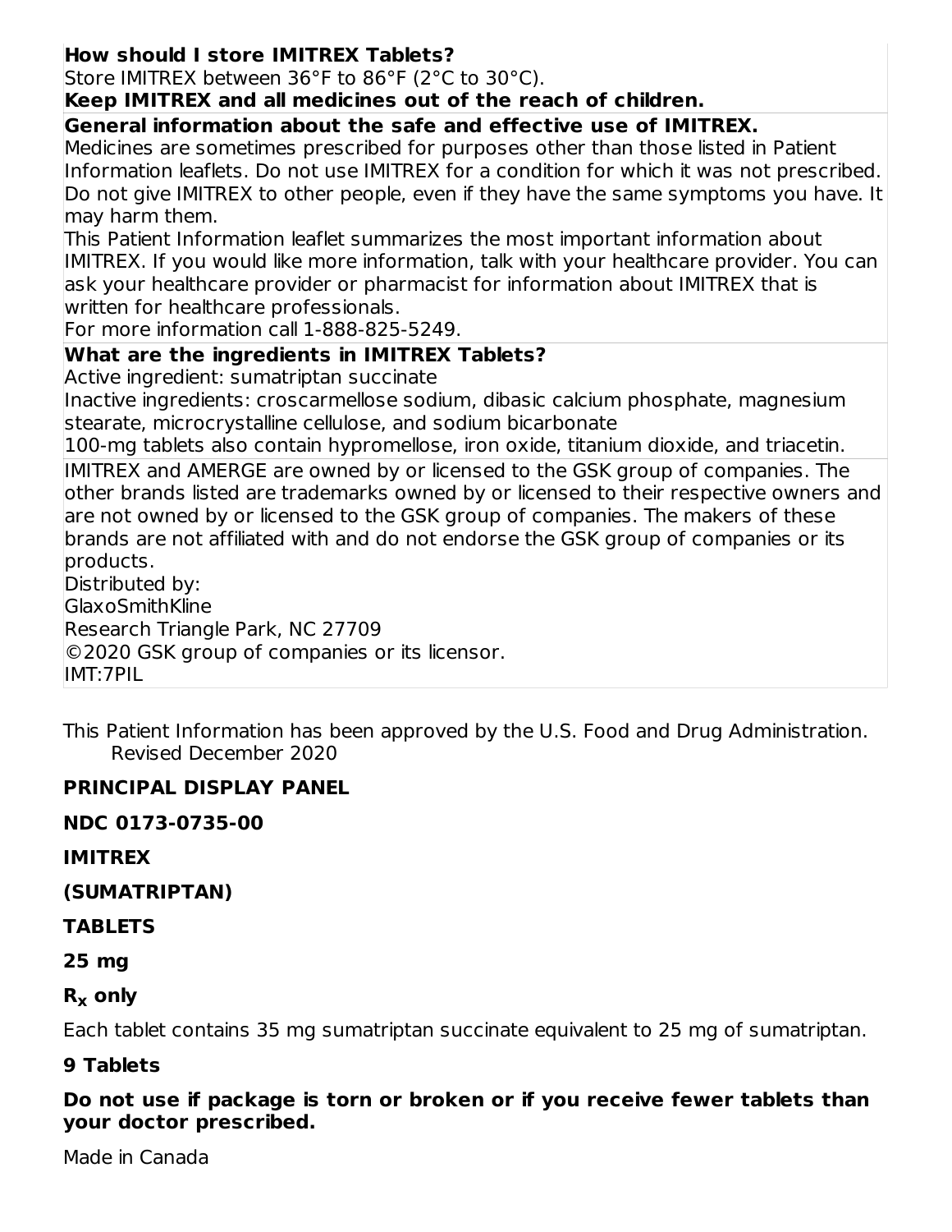**How should I store IMITREX Tablets?**

Store IMITREX between 36°F to 86°F (2°C to 30°C).

**Keep IMITREX and all medicines out of the reach of children.**

**General information about the safe and effective use of IMITREX.**

Medicines are sometimes prescribed for purposes other than those listed in Patient Information leaflets. Do not use IMITREX for a condition for which it was not prescribed. Do not give IMITREX to other people, even if they have the same symptoms you have. It may harm them.

This Patient Information leaflet summarizes the most important information about IMITREX. If you would like more information, talk with your healthcare provider. You can ask your healthcare provider or pharmacist for information about IMITREX that is written for healthcare professionals.

For more information call 1-888-825-5249.

**What are the ingredients in IMITREX Tablets?**

Active ingredient: sumatriptan succinate

Inactive ingredients: croscarmellose sodium, dibasic calcium phosphate, magnesium stearate, microcrystalline cellulose, and sodium bicarbonate

100-mg tablets also contain hypromellose, iron oxide, titanium dioxide, and triacetin.

IMITREX and AMERGE are owned by or licensed to the GSK group of companies. The other brands listed are trademarks owned by or licensed to their respective owners and are not owned by or licensed to the GSK group of companies. The makers of these brands are not affiliated with and do not endorse the GSK group of companies or its products.

Distributed by:
GlaxoSmithKline
Research Triangle Park, NC 27709
©2020 GSK group of companies or its licensor.
IMT:7PIL

This Patient Information has been approved by the U.S. Food and Drug Administration.
Revised December 2020

**PRINCIPAL DISPLAY PANEL**

**NDC 0173-0735-00**

**IMITREX**

**(SUMATRIPTAN)**

**TABLETS**

**25 mg**

**$R_x$ only**

Each tablet contains 35 mg sumatriptan succinate equivalent to 25 mg of sumatriptan.

**9 Tablets**

**Do not use if package is torn or broken or if you receive fewer tablets than your doctor prescribed.**

Made in Canada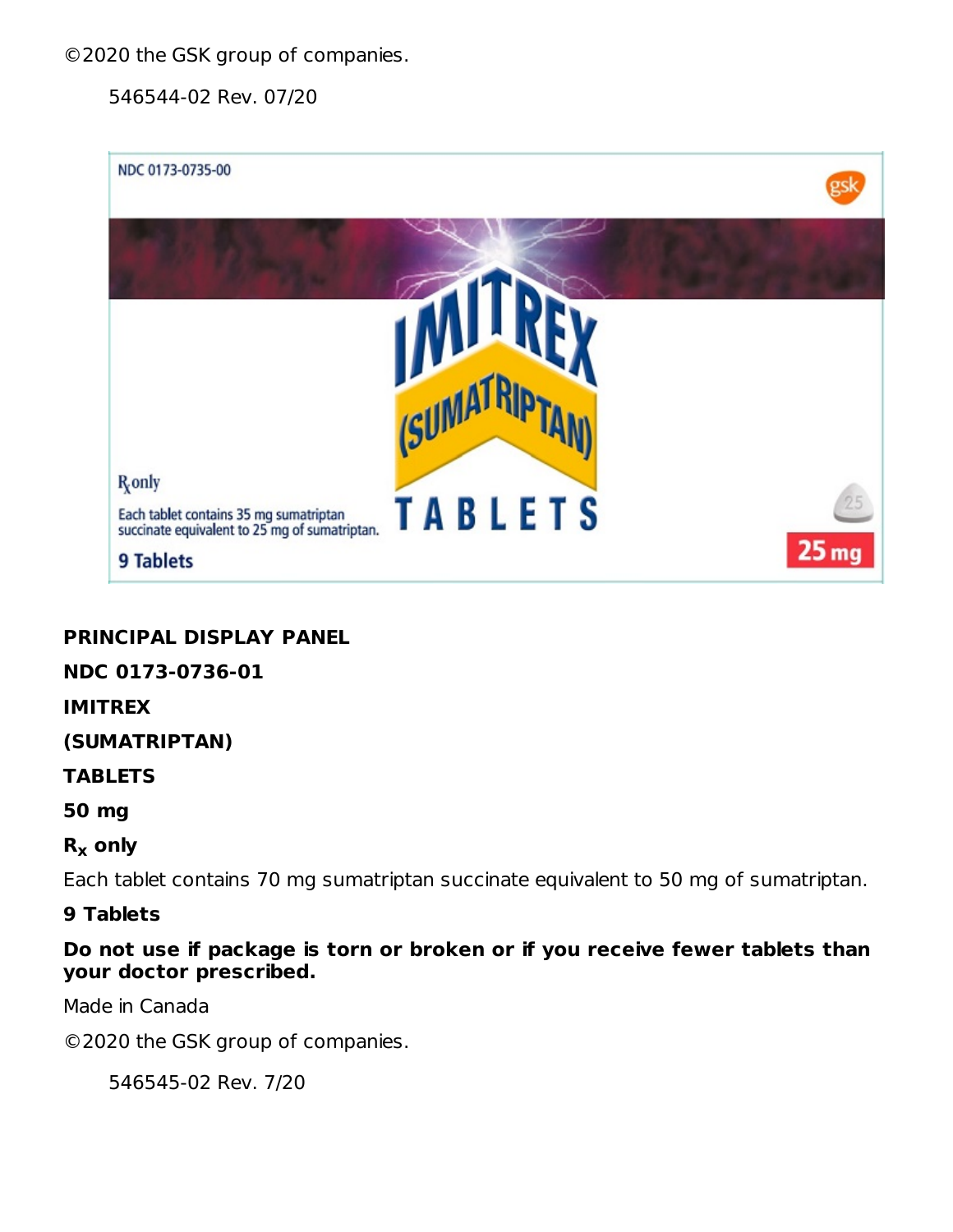©2020 the GSK group of companies.

546544-02 Rev. 07/20

NDC 0173-0735-00

IMITREX (SUMATRIPTAN) TABLETS

$R_x$ only

Each tablet contains 35 mg sumatriptan succinate equivalent to 25 mg of sumatriptan.

9 Tablets

25 mg

**PRINCIPAL DISPLAY PANEL**

**NDC 0173-0736-01**

**IMITREX**

**(SUMATRIPTAN)**

**TABLETS**

**50 mg**

**$R_x$ only**

Each tablet contains 70 mg sumatriptan succinate equivalent to 50 mg of sumatriptan.

**9 Tablets**

**Do not use if package is torn or broken or if you receive fewer tablets than your doctor prescribed.**

Made in Canada

©2020 the GSK group of companies.

546545-02 Rev. 7/20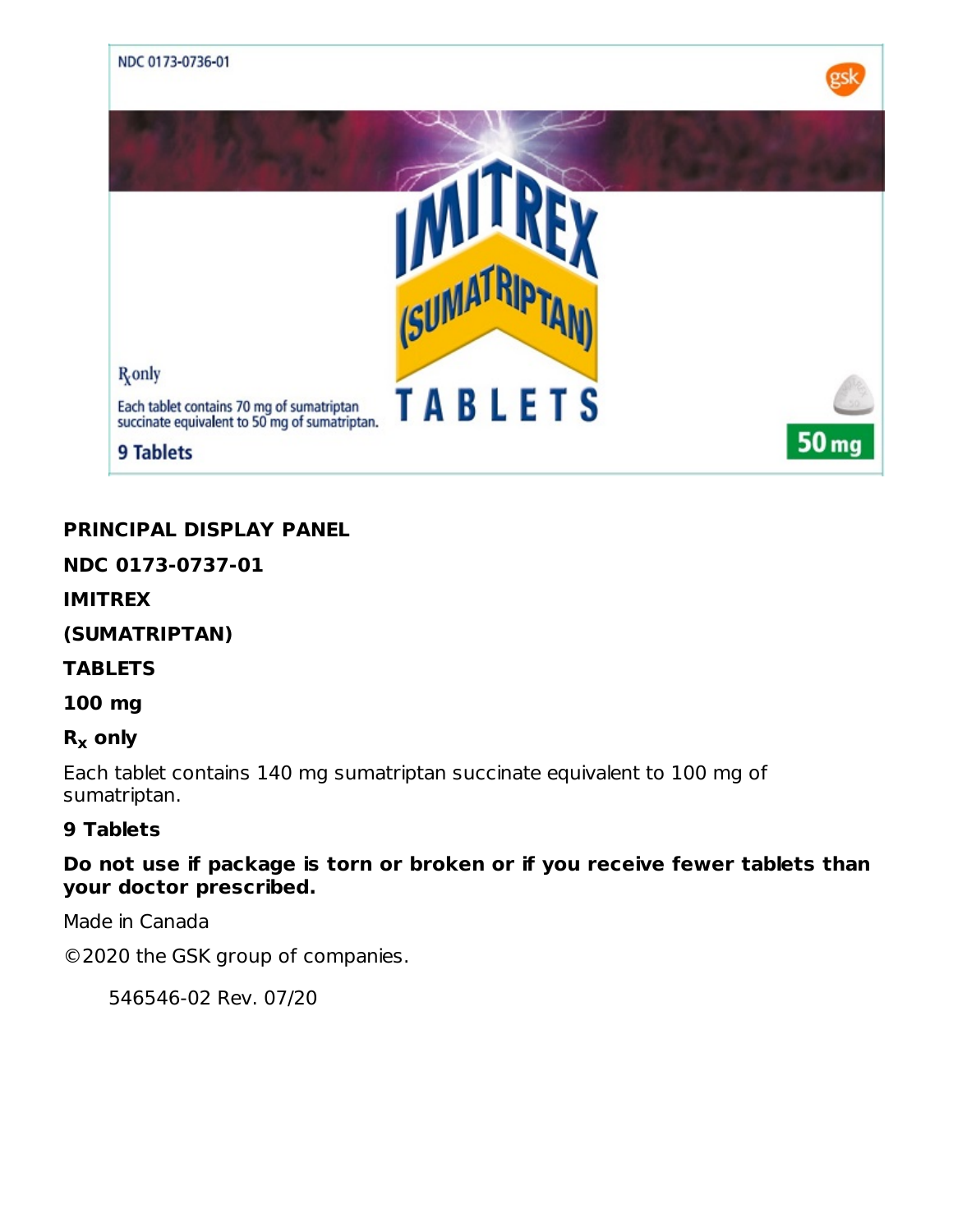NDC 0173-0736-01

IMITREX (SUMATRIPTAN) TABLETS

Rx only

Each tablet contains 70 mg of sumatriptan succinate equivalent to 50 mg of sumatriptan.

9 Tablets

50 mg

**PRINCIPAL DISPLAY PANEL**

**NDC 0173-0737-01**

**IMITREX**

**(SUMATRIPTAN)**

**TABLETS**

**100 mg**

**$R_x$ only**

Each tablet contains 140 mg sumatriptan succinate equivalent to 100 mg of sumatriptan.

**9 Tablets**

**Do not use if package is torn or broken or if you receive fewer tablets than your doctor prescribed.**

Made in Canada

©2020 the GSK group of companies.

546546-02 Rev. 07/20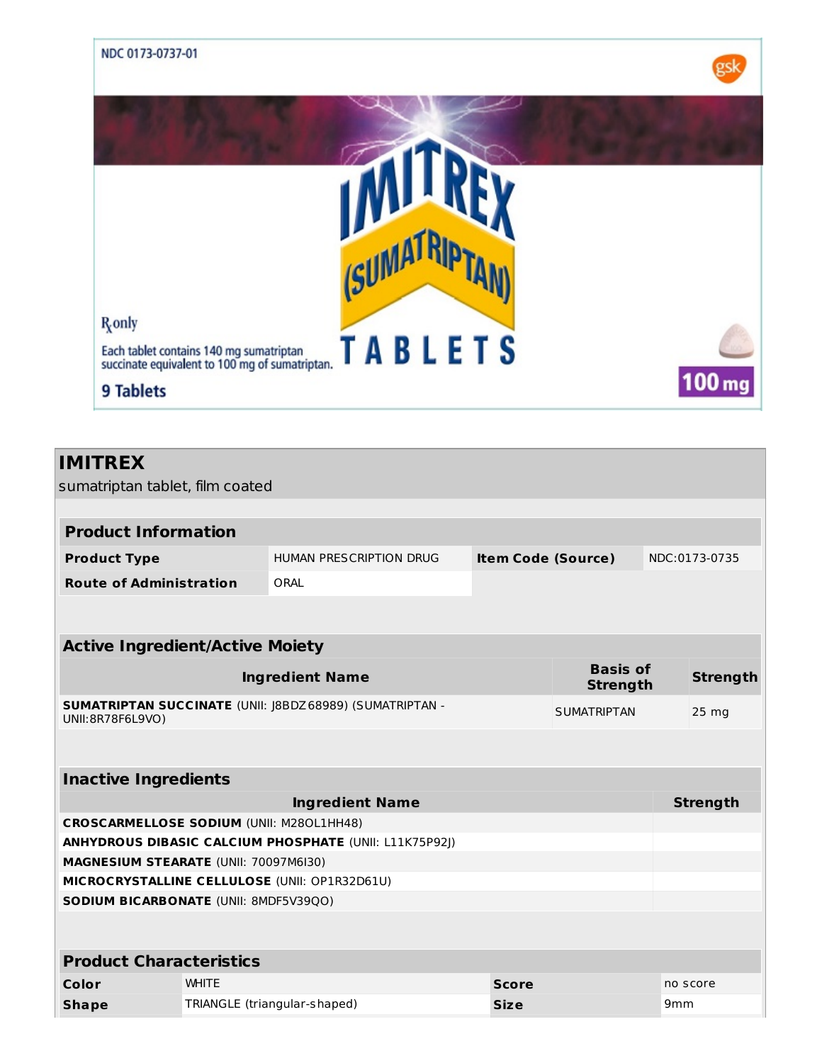NDC 0173-0737-01

gsk

IMITREX (SUMATRIPTAN) TABLETS

Rx only

Each tablet contains 140 mg sumatriptan succinate equivalent to 100 mg of sumatriptan.

9 Tablets

100 mg

## IMITREX

sumatriptan tablet, film coated

| Product Information | | | |
|---|---|---|---|
| **Product Type** | HUMAN PRESCRIPTION DRUG | **Item Code (Source)** | NDC:0173-0735 |
| **Route of Administration** | ORAL | | |

| Active Ingredient/Active Moiety | | |
|---|---|---|
| **Ingredient Name** | **Basis of Strength** | **Strength** |
| **SUMATRIPTAN SUCCINATE** (UNII: J8BDZ68989) (SUMATRIPTAN - UNII:8R78F6L9VO) | SUMATRIPTAN | 25 mg |

| Inactive Ingredients | |
|---|---|
| **Ingredient Name** | **Strength** |
| **CROSCARMELLOSE SODIUM** (UNII: M28OL1HH48) | |
| **ANHYDROUS DIBASIC CALCIUM PHOSPHATE** (UNII: L11K75P92J) | |
| **MAGNESIUM STEARATE** (UNII: 70097M6I30) | |
| **MICROCRYSTALLINE CELLULOSE** (UNII: OP1R32D61U) | |
| **SODIUM BICARBONATE** (UNII: 8MDF5V39QO) | |

| Product Characteristics | | | |
|---|---|---|---|
| **Color** | WHITE | **Score** | no score |
| **Shape** | TRIANGLE (triangular-shaped) | **Size** | 9mm |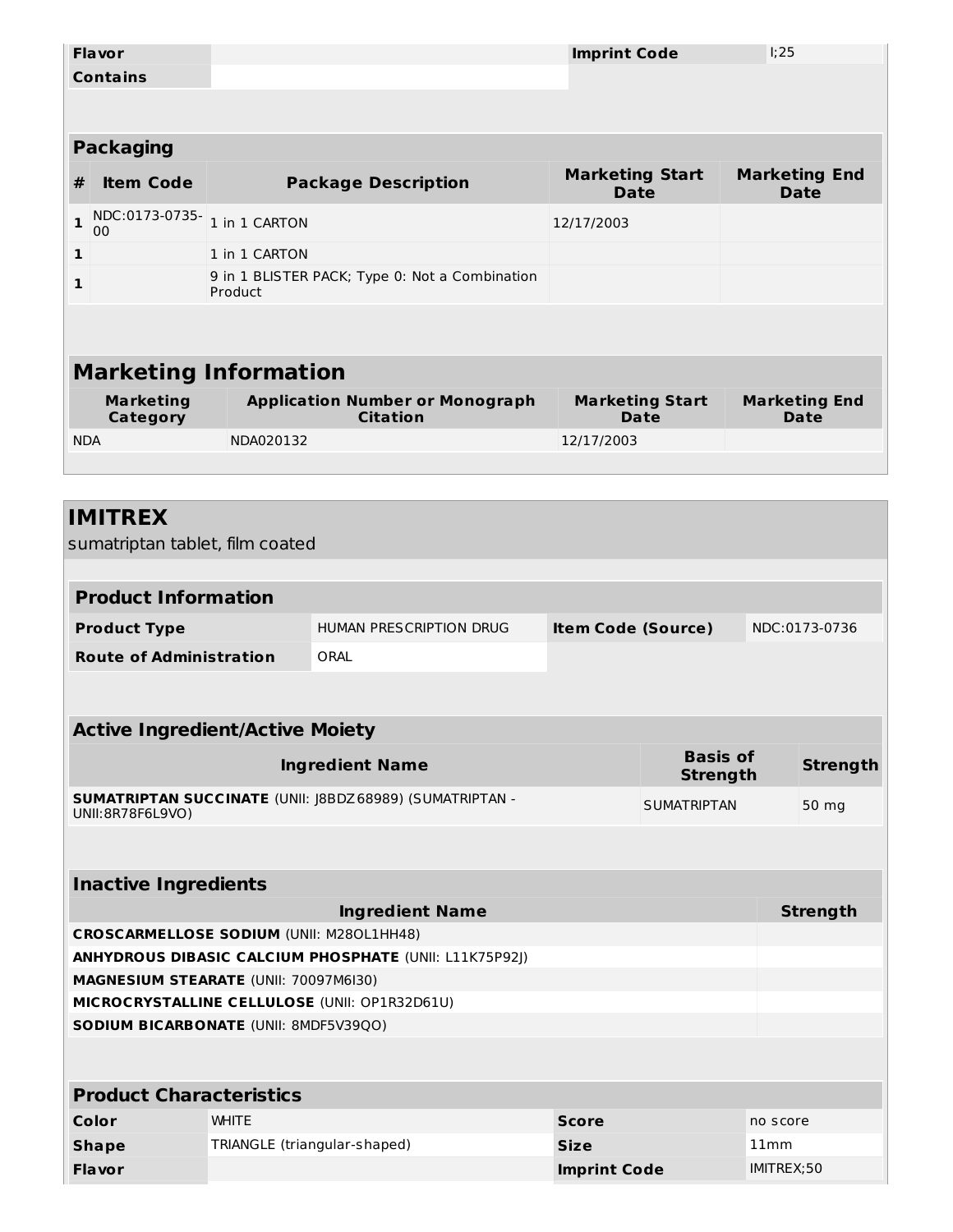| Flavor | | Imprint Code | I;25 |
| --- | --- | --- | --- |
| Contains | | | |

| Packaging | | | | |
| --- | --- | --- | --- | --- |
| # | Item Code | Package Description | Marketing Start Date | Marketing End Date |
| 1 | NDC:0173-0735-00 | 1 in 1 CARTON | 12/17/2003 | |
| 1 | | 1 in 1 CARTON | | |
| 1 | | 9 in 1 BLISTER PACK; Type 0: Not a Combination Product | | |

| Marketing Information | | | |
| --- | --- | --- | --- |
| Marketing Category | Application Number or Monograph Citation | Marketing Start Date | Marketing End Date |
| NDA | NDA020132 | 12/17/2003 | |

## IMITREX

sumatriptan tablet, film coated

| Product Information | | | |
| --- | --- | --- | --- |
| Product Type | HUMAN PRESCRIPTION DRUG | Item Code (Source) | NDC:0173-0736 |
| Route of Administration | ORAL | | |

| Active Ingredient/Active Moiety | | |
| --- | --- | --- |
| Ingredient Name | Basis of Strength | Strength |
| **SUMATRIPTAN SUCCINATE** (UNII: J8BDZ68989) (SUMATRIPTAN - UNII:8R78F6L9VO) | SUMATRIPTAN | 50 mg |

| Inactive Ingredients | |
| --- | --- |
| Ingredient Name | Strength |
| **CROSCARMELLOSE SODIUM** (UNII: M28OL1HH48) | |
| **ANHYDROUS DIBASIC CALCIUM PHOSPHATE** (UNII: L11K75P92J) | |
| **MAGNESIUM STEARATE** (UNII: 70097M6I30) | |
| **MICROCRYSTALLINE CELLULOSE** (UNII: OP1R32D61U) | |
| **SODIUM BICARBONATE** (UNII: 8MDF5V39QO) | |

| Product Characteristics | | | |
| --- | --- | --- | --- |
| Color | WHITE | Score | no score |
| Shape | TRIANGLE (triangular-shaped) | Size | 11mm |
| Flavor | | Imprint Code | IMITREX;50 |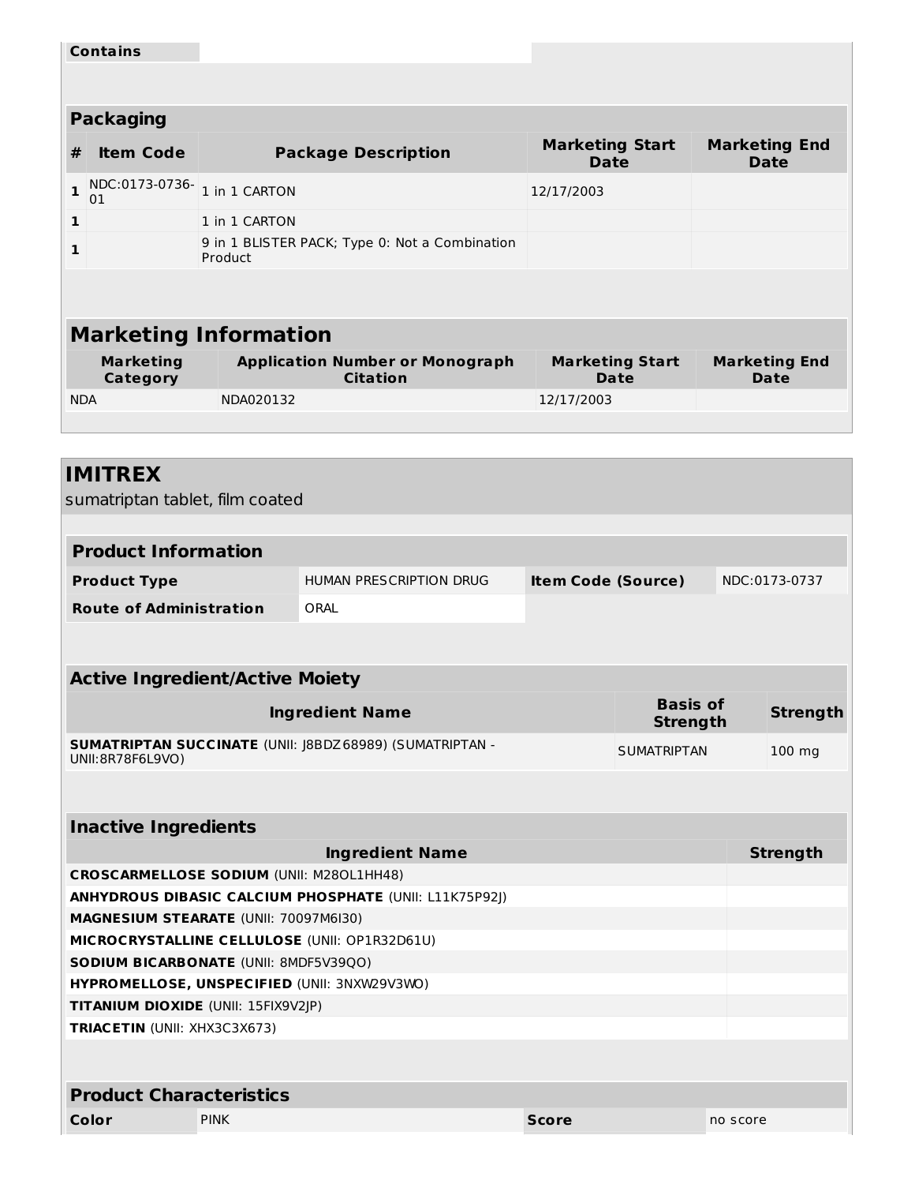| Contains | |
|---|---|

## Packaging

| # | Item Code | Package Description | Marketing Start Date | Marketing End Date |
|---|---|---|---|---|
| 1 | NDC:0173-0736-01 | 1 in 1 CARTON | 12/17/2003 | |
| 1 | | 1 in 1 CARTON | | |
| 1 | | 9 in 1 BLISTER PACK; Type 0: Not a Combination Product | | |

## Marketing Information

| Marketing Category | Application Number or Monograph Citation | Marketing Start Date | Marketing End Date |
|---|---|---|---|
| NDA | NDA020132 | 12/17/2003 | |

# IMITREX

sumatriptan tablet, film coated

## Product Information

| Product Type | HUMAN PRESCRIPTION DRUG | Item Code (Source) | NDC:0173-0737 |
|---|---|---|---|
| Route of Administration | ORAL | | |

## Active Ingredient/Active Moiety

| Ingredient Name | Basis of Strength | Strength |
|---|---|---|
| **SUMATRIPTAN SUCCINATE** (UNII: J8BDZ68989) (SUMATRIPTAN - UNII:8R78F6L9VO) | SUMATRIPTAN | 100 mg |

## Inactive Ingredients

| Ingredient Name | Strength |
|---|---|
| **CROSCARMELLOSE SODIUM** (UNII: M28OL1HH48) | |
| **ANHYDROUS DIBASIC CALCIUM PHOSPHATE** (UNII: L11K75P92J) | |
| **MAGNESIUM STEARATE** (UNII: 70097M6I30) | |
| **MICROCRYSTALLINE CELLULOSE** (UNII: OP1R32D61U) | |
| **SODIUM BICARBONATE** (UNII: 8MDF5V39QO) | |
| **HYPROMELLOSE, UNSPECIFIED** (UNII: 3NXW29V3WO) | |
| **TITANIUM DIOXIDE** (UNII: 15FIX9V2JP) | |
| **TRIACETIN** (UNII: XHX3C3X673) | |

## Product Characteristics

| Color | PINK | Score | no score |
|---|---|---|---|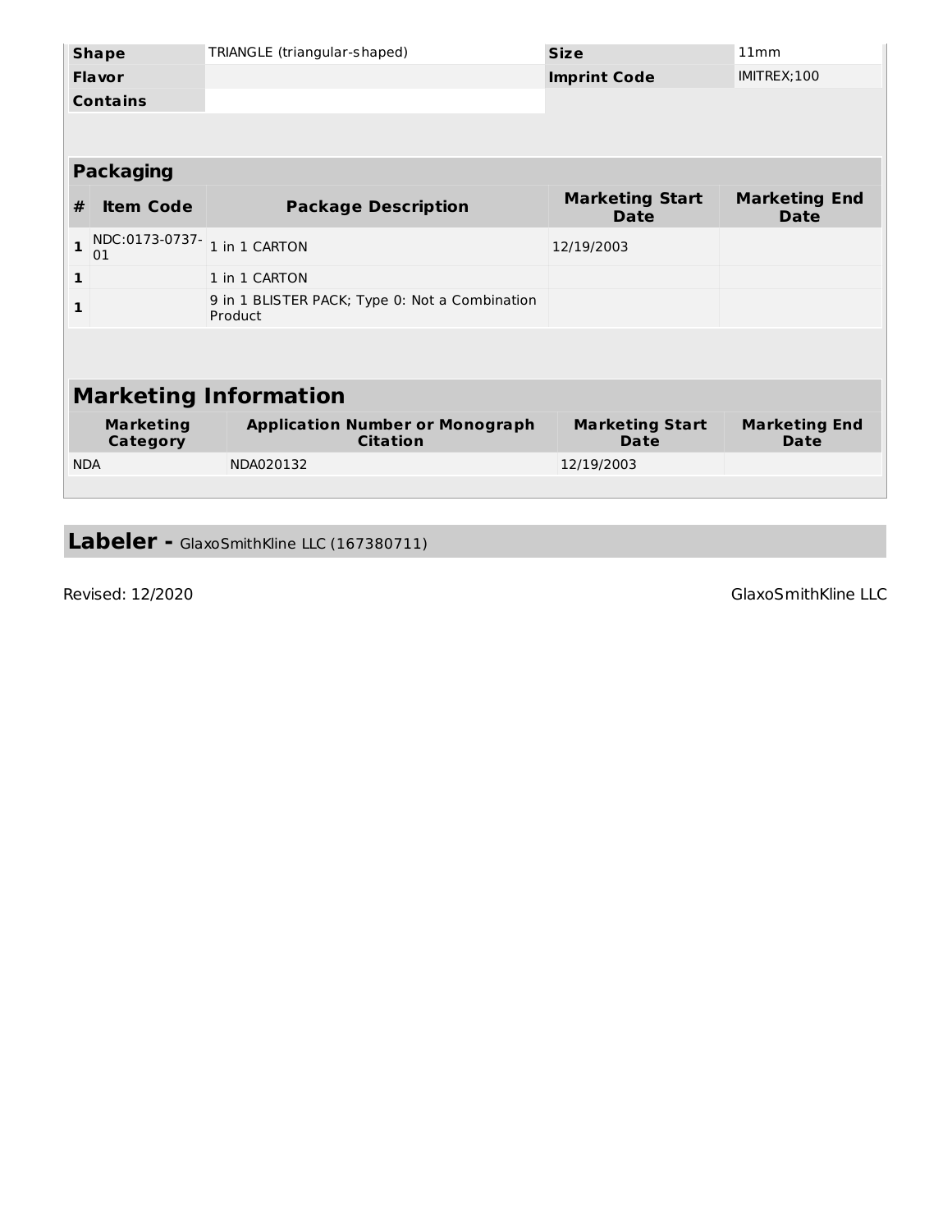| | | | |
|---|---|---|---|
| **Shape** | TRIANGLE (triangular-shaped) | **Size** | 11mm |
| **Flavor** | | **Imprint Code** | IMITREX;100 |
| **Contains** | | | |

## Packaging

| # | Item Code | Package Description | Marketing Start Date | Marketing End Date |
|---|---|---|---|---|
| 1 | NDC:0173-0737-01 | 1 in 1 CARTON | 12/19/2003 | |
| 1 | | 1 in 1 CARTON | | |
| 1 | | 9 in 1 BLISTER PACK; Type 0: Not a Combination Product | | |

## Marketing Information

| Marketing Category | Application Number or Monograph Citation | Marketing Start Date | Marketing End Date |
|---|---|---|---|
| NDA | NDA020132 | 12/19/2003 | |

## Labeler - GlaxoSmithKline LLC (167380711)

Revised: 12/2020

GlaxoSmithKline LLC